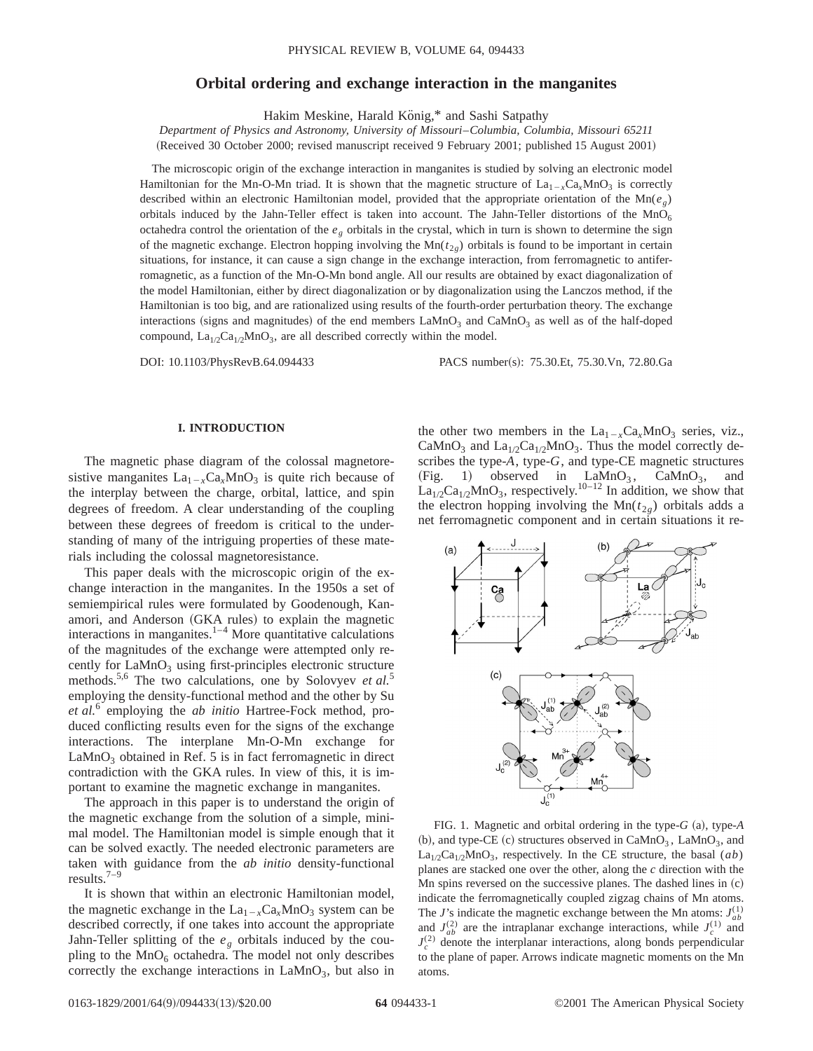# Orbital ordering and exchange interaction in the manganites

Hakim Meskine, Harald König,* and Sashi Satpathy

*Department of Physics and Astronomy, University of Missouri–Columbia, Columbia, Missouri 65211*

(Received 30 October 2000; revised manuscript received 9 February 2001; published 15 August 2001)

The microscopic origin of the exchange interaction in manganites is studied by solving an electronic model Hamiltonian for the Mn-O-Mn triad. It is shown that the magnetic structure of $La_{1-x}Ca_xMnO_3$ is correctly described within an electronic Hamiltonian model, provided that the appropriate orientation of the Mn($e_g$) orbitals induced by the Jahn-Teller effect is taken into account. The Jahn-Teller distortions of the $MnO_6$ octahedra control the orientation of the $e_g$ orbitals in the crystal, which in turn is shown to determine the sign of the magnetic exchange. Electron hopping involving the Mn($t_{2g}$) orbitals is found to be important in certain situations, for instance, it can cause a sign change in the exchange interaction, from ferromagnetic to antiferromagnetic, as a function of the Mn-O-Mn bond angle. All our results are obtained by exact diagonalization of the model Hamiltonian, either by direct diagonalization or by diagonalization using the Lanczos method, if the Hamiltonian is too big, and are rationalized using results of the fourth-order perturbation theory. The exchange interactions (signs and magnitudes) of the end members $LaMnO_3$ and $CaMnO_3$ as well as of the half-doped compound, $La_{1/2}Ca_{1/2}MnO_3$, are all described correctly within the model.

DOI: 10.1103/PhysRevB.64.094433 PACS number(s): 75.30.Et, 75.30.Vn, 72.80.Ga

## I. INTRODUCTION

The magnetic phase diagram of the colossal magnetoresistive manganites $La_{1-x}Ca_xMnO_3$ is quite rich because of the interplay between the charge, orbital, lattice, and spin degrees of freedom. A clear understanding of the coupling between these degrees of freedom is critical to the understanding of many of the intriguing properties of these materials including the colossal magnetoresistance.

This paper deals with the microscopic origin of the exchange interaction in the manganites. In the 1950s a set of semiempirical rules were formulated by Goodenough, Kanamori, and Anderson (GKA rules) to explain the magnetic interactions in manganites.[1–4] More quantitative calculations of the magnitudes of the exchange were attempted only recently for $LaMnO_3$ using first-principles electronic structure methods.[5,6] The two calculations, one by Solovyev *et al.*[5] employing the density-functional method and the other by Su *et al.*[6] employing the *ab initio* Hartree-Fock method, produced conflicting results even for the signs of the exchange interactions. The interplane Mn-O-Mn exchange for $LaMnO_3$ obtained in Ref. 5 is in fact ferromagnetic in direct contradiction with the GKA rules. In view of this, it is important to examine the magnetic exchange in manganites.

The approach in this paper is to understand the origin of the magnetic exchange from the solution of a simple, minimal model. The Hamiltonian model is simple enough that it can be solved exactly. The needed electronic parameters are taken with guidance from the *ab initio* density-functional results.[7–9]

It is shown that within an electronic Hamiltonian model, the magnetic exchange in the $La_{1-x}Ca_xMnO_3$ system can be described correctly, if one takes into account the appropriate Jahn-Teller splitting of the $e_g$ orbitals induced by the coupling to the $MnO_6$ octahedra. The model not only describes correctly the exchange interactions in $LaMnO_3$, but also in the other two members in the $La_{1-x}Ca_xMnO_3$ series, viz., $CaMnO_3$ and $La_{1/2}Ca_{1/2}MnO_3$. Thus the model correctly describes the type-*A*, type-*G*, and type-CE magnetic structures (Fig. 1) observed in $LaMnO_3$, $CaMnO_3$, and $La_{1/2}Ca_{1/2}MnO_3$, respectively.[10–12] In addition, we show that the electron hopping involving the Mn($t_{2g}$) orbitals adds a net ferromagnetic component and in certain situations it re-

FIG. 1. Magnetic and orbital ordering in the type-*G* (a), type-*A* (b), and type-CE (c) structures observed in $CaMnO_3$, $LaMnO_3$, and $La_{1/2}Ca_{1/2}MnO_3$, respectively. In the CE structure, the basal (*ab*) planes are stacked one over the other, along the *c* direction with the Mn spins reversed on the successive planes. The dashed lines in (c) indicate the ferromagnetically coupled zigzag chains of Mn atoms. The *J*'s indicate the magnetic exchange between the Mn atoms: $J_{ab}^{(1)}$ and $J_{ab}^{(2)}$ are the intraplanar exchange interactions, while $J_c^{(1)}$ and $J_c^{(2)}$ denote the interplanar interactions, along bonds perpendicular to the plane of paper. Arrows indicate magnetic moments on the Mn atoms.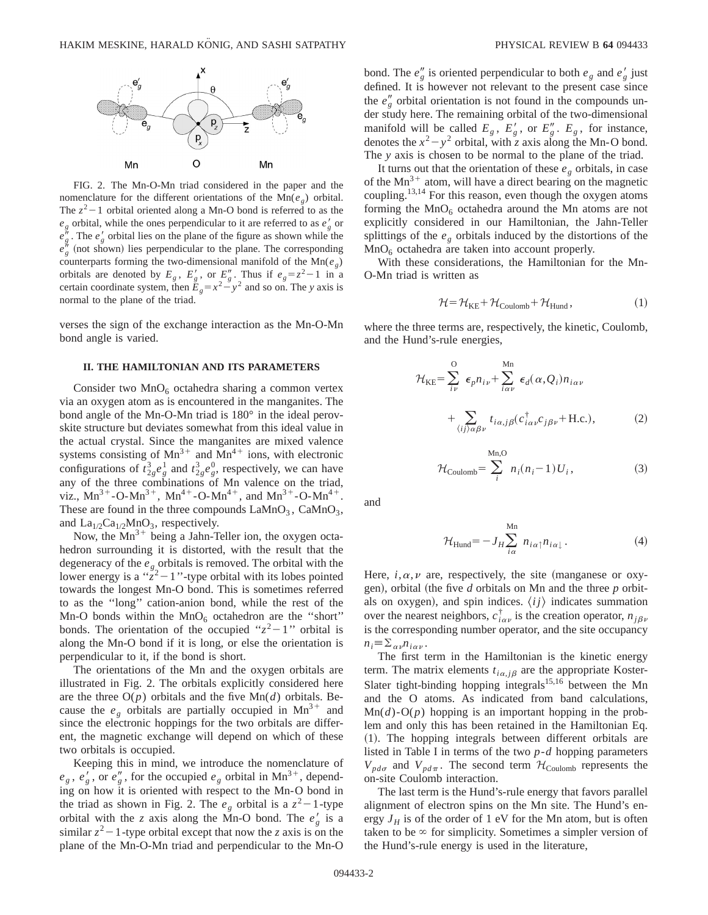FIG. 2. The Mn-O-Mn triad considered in the paper and the nomenclature for the different orientations of the Mn($e_g$) orbital. The $z^2-1$ orbital oriented along a Mn-O bond is referred to as the $e_g$ orbital, while the ones perpendicular to it are referred to as $e_g'$ or $e_g''$. The $e_g'$ orbital lies on the plane of the figure as shown while the $e_g''$ (not shown) lies perpendicular to the plane. The corresponding counterparts forming the two-dimensional manifold of the Mn($e_g$) orbitals are denoted by $E_g$, $E_g'$, or $E_g''$. Thus if $e_g = z^2-1$ in a certain coordinate system, then $E_g = x^2-y^2$ and so on. The $y$ axis is normal to the plane of the triad.

verses the sign of the exchange interaction as the Mn-O-Mn bond angle is varied.

## II. THE HAMILTONIAN AND ITS PARAMETERS

Consider two $MnO_6$ octahedra sharing a common vertex via an oxygen atom as is encountered in the manganites. The bond angle of the Mn-O-Mn triad is 180° in the ideal perovskite structure but deviates somewhat from this ideal value in the actual crystal. Since the manganites are mixed valence systems consisting of $Mn^{3+}$ and $Mn^{4+}$ ions, with electronic configurations of $t_{2g}^3 e_g^1$ and $t_{2g}^3 e_g^0$, respectively, we can have any of the three combinations of Mn valence on the triad, viz., $Mn^{3+}$-O-$Mn^{3+}$, $Mn^{4+}$-O-$Mn^{4+}$, and $Mn^{3+}$-O-$Mn^{4+}$. These are found in the three compounds $LaMnO_3$, $CaMnO_3$, and $La_{1/2}Ca_{1/2}MnO_3$, respectively.

Now, the $Mn^{3+}$ being a Jahn-Teller ion, the oxygen octahedron surrounding it is distorted, with the result that the degeneracy of the $e_g$ orbitals is removed. The orbital with the lower energy is a "$z^2-1$"-type orbital with its lobes pointed towards the longest Mn-O bond. This is sometimes referred to as the "long" cation-anion bond, while the rest of the Mn-O bonds within the $MnO_6$ octahedron are the "short" bonds. The orientation of the occupied "$z^2-1$" orbital is along the Mn-O bond if it is long, or else the orientation is perpendicular to it, if the bond is short.

The orientations of the Mn and the oxygen orbitals are illustrated in Fig. 2. The orbitals explicitly considered here are the three O($p$) orbitals and the five Mn($d$) orbitals. Because the $e_g$ orbitals are partially occupied in $Mn^{3+}$ and since the electronic hoppings for the two orbitals are different, the magnetic exchange will depend on which of these two orbitals is occupied.

Keeping this in mind, we introduce the nomenclature of $e_g$, $e_g'$, or $e_g''$, for the occupied $e_g$ orbital in $Mn^{3+}$, depending on how it is oriented with respect to the Mn-O bond in the triad as shown in Fig. 2. The $e_g$ orbital is a $z^2-1$-type orbital with the $z$ axis along the Mn-O bond. The $e_g'$ is a similar $z^2-1$-type orbital except that now the $z$ axis is on the plane of the Mn-O-Mn triad and perpendicular to the Mn-O bond. The $e_g''$ is oriented perpendicular to both $e_g$ and $e_g'$ just defined. It is however not relevant to the present case since the $e_g''$ orbital orientation is not found in the compounds under study here. The remaining orbital of the two-dimensional manifold will be called $E_g$, $E_g'$, or $E_g''$. $E_g$, for instance, denotes the $x^2-y^2$ orbital, with $z$ axis along the Mn-O bond. The $y$ axis is chosen to be normal to the plane of the triad.

It turns out that the orientation of these $e_g$ orbitals, in case of the $Mn^{3+}$ atom, will have a direct bearing on the magnetic coupling.[13,14] For this reason, even though the oxygen atoms forming the $MnO_6$ octahedra around the Mn atoms are not explicitly considered in our Hamiltonian, the Jahn-Teller splittings of the $e_g$ orbitals induced by the distortions of the $MnO_6$ octahedra are taken into account properly.

With these considerations, the Hamiltonian for the Mn-O-Mn triad is written as

$$\mathcal{H} = \mathcal{H}_{\text{KE}} + \mathcal{H}_{\text{Coulomb}} + \mathcal{H}_{\text{Hund}}, \tag{1}$$

where the three terms are, respectively, the kinetic, Coulomb, and the Hund's-rule energies,

$$\mathcal{H}_{\text{KE}} = \sum_{i\nu}^{\text{O}} \epsilon_p n_{i\nu} + \sum_{i\alpha\nu}^{\text{Mn}} \epsilon_d(\alpha, Q_i) n_{i\alpha\nu} + \sum_{\langle ij\rangle \alpha\beta\nu} t_{i\alpha,j\beta}(c_{i\alpha\nu}^\dagger c_{j\beta\nu} + \text{H.c.}), \tag{2}$$

$$\mathcal{H}_{\text{Coulomb}} = \sum_{i}^{\text{Mn,O}} n_i(n_i - 1) U_i, \tag{3}$$

and

$$\mathcal{H}_{\text{Hund}} = -J_H \sum_{i\alpha}^{\text{Mn}} n_{i\alpha\uparrow} n_{i\alpha\downarrow}. \tag{4}$$

Here, $i, \alpha, \nu$ are, respectively, the site (manganese or oxygen), orbital (the five $d$ orbitals on Mn and the three $p$ orbitals on oxygen), and spin indices. $\langle ij\rangle$ indicates summation over the nearest neighbors, $c_{i\alpha\nu}^\dagger$ is the creation operator, $n_{j\beta\nu}$ is the corresponding number operator, and the site occupancy $n_i \equiv \Sigma_{\alpha\nu} n_{i\alpha\nu}$.

The first term in the Hamiltonian is the kinetic energy term. The matrix elements $t_{i\alpha,j\beta}$ are the appropriate Koster-Slater tight-binding hopping integrals[15,16] between the Mn and the O atoms. As indicated from band calculations, Mn($d$)-O($p$) hopping is an important hopping in the problem and only this has been retained in the Hamiltonian Eq. (1). The hopping integrals between different orbitals are listed in Table I in terms of the two $p$-$d$ hopping parameters $V_{pd\sigma}$ and $V_{pd\pi}$. The second term $\mathcal{H}_{\text{Coulomb}}$ represents the on-site Coulomb interaction.

The last term is the Hund's-rule energy that favors parallel alignment of electron spins on the Mn site. The Hund's energy $J_H$ is of the order of 1 eV for the Mn atom, but is often taken to be $\infty$ for simplicity. Sometimes a simpler version of the Hund's-rule energy is used in the literature,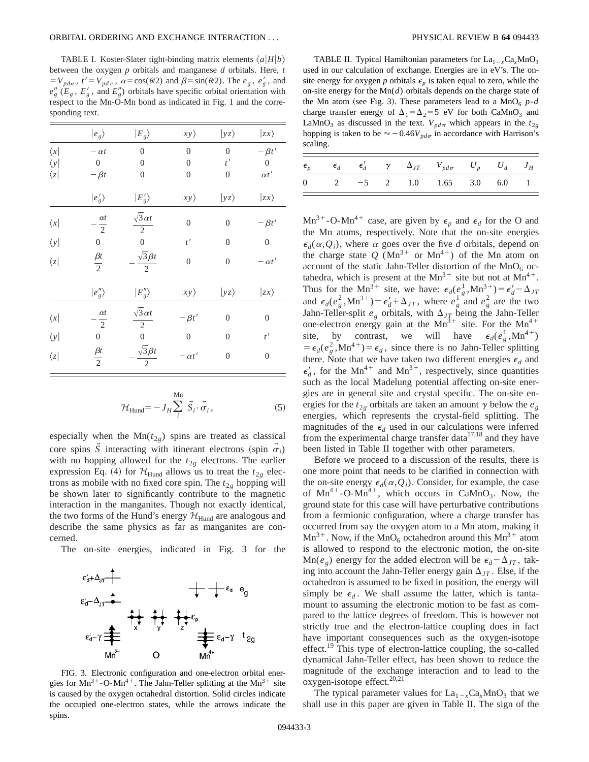TABLE I. Koster-Slater tight-binding matrix elements $\langle a|H|b\rangle$ between the oxygen $p$ orbitals and manganese $d$ orbitals. Here, $t = V_{pd\sigma}$, $t' = V_{pd\pi}$, $\alpha = \cos(\theta/2)$ and $\beta = \sin(\theta/2)$. The $e_g$, $e_g'$, and $e_g''$ ($E_g$, $E_g'$, and $E_g''$) orbitals have specific orbital orientation with respect to the Mn-O-Mn bond as indicated in Fig. 1 and the corresponding text.

| | $\|e_g\rangle$ | $\|E_g\rangle$ | $\|xy\rangle$ | $\|yz\rangle$ | $\|zx\rangle$ |
|---|---|---|---|---|---|
| $\langle x\|$ | $-\alpha t$ | 0 | 0 | 0 | $-\beta t'$ |
| $\langle y\|$ | 0 | 0 | 0 | $t'$ | 0 |
| $\langle z\|$ | $-\beta t$ | 0 | 0 | 0 | $\alpha t'$ |
| | $\|e_g'\rangle$ | $\|E_g'\rangle$ | $\|xy\rangle$ | $\|yz\rangle$ | $\|zx\rangle$ |
| $\langle x\|$ | $-\frac{\alpha t}{2}$ | $\frac{\sqrt{3}\alpha t}{2}$ | 0 | 0 | $-\beta t'$ |
| $\langle y\|$ | 0 | 0 | $t'$ | 0 | 0 |
| $\langle z\|$ | $\frac{\beta t}{2}$ | $-\frac{\sqrt{3}\beta t}{2}$ | 0 | 0 | $-\alpha t'$ |
| | $\|e_g''\rangle$ | $\|E_g''\rangle$ | $\|xy\rangle$ | $\|yz\rangle$ | $\|zx\rangle$ |
| $\langle x\|$ | $-\frac{\alpha t}{2}$ | $\frac{\sqrt{3}\alpha t}{2}$ | $-\beta t'$ | 0 | 0 |
| $\langle y\|$ | 0 | 0 | 0 | 0 | $t'$ |
| $\langle z\|$ | $\frac{\beta t}{2}$ | $-\frac{\sqrt{3}\beta t}{2}$ | $-\alpha t'$ | 0 | 0 |

$$\mathcal{H}_{\rm Hund} = -J_H \sum_i^{\rm Mn} \vec{S}_i \cdot \vec{\sigma}_i, \tag{5}$$

especially when the Mn($t_{2g}$) spins are treated as classical core spins $\vec{S}$ interacting with itinerant electrons (spin $\vec{\sigma}_i$) with no hopping allowed for the $t_{2g}$ electrons. The earlier expression Eq. (4) for $\mathcal{H}_{\rm Hund}$ allows us to treat the $t_{2g}$ electrons as mobile with no fixed core spin. The $t_{2g}$ hopping will be shown later to significantly contribute to the magnetic interaction in the manganites. Though not exactly identical, the two forms of the Hund's energy $\mathcal{H}_{\rm Hund}$ are analogous and describe the same physics as far as manganites are concerned.

The on-site energies, indicated in Fig. 3 for the $Mn^{3+}$-O-$Mn^{4+}$ case, are given by $\epsilon_p$ and $\epsilon_d$ for the O and the Mn atoms, respectively. Note that the on-site energies $\epsilon_d(\alpha, Q_i)$, where $\alpha$ goes over the five $d$ orbitals, depend on the charge state $Q$ ($Mn^{3+}$ or $Mn^{4+}$) of the Mn atom on account of the static Jahn-Teller distortion of the $MnO_6$ octahedra, which is present at the $Mn^{3+}$ site but not at $Mn^{4+}$. Thus for the $Mn^{3+}$ site, we have: $\epsilon_d(e_g^1, Mn^{3+}) = \epsilon_d' - \Delta_{JT}$ and $\epsilon_d(e_g^2, Mn^{3+}) = \epsilon_d' + \Delta_{JT}$, where $e_g^1$ and $e_g^2$ are the two Jahn-Teller-split $e_g$ orbitals, with $\Delta_{JT}$ being the Jahn-Teller one-electron energy gain at the $Mn^{3+}$ site. For the $Mn^{4+}$ site, by contrast, we will have $\epsilon_d(e_g^1, Mn^{4+}) = \epsilon_d(e_g^2, Mn^{4+}) = \epsilon_d$, since there is no Jahn-Teller splitting there. Note that we have taken two different energies $\epsilon_d$ and $\epsilon_d'$, for the $Mn^{4+}$ and $Mn^{3+}$, respectively, since quantities such as the local Madelung potential affecting on-site energies are in general site and crystal specific. The on-site energies for the $t_{2g}$ orbitals are taken an amount $\gamma$ below the $e_g$ energies, which represents the crystal-field splitting. The magnitudes of the $\epsilon_d$ used in our calculations were inferred from the experimental charge transfer data[17,18] and they have been listed in Table II together with other parameters.

FIG. 3. Electronic configuration and one-electron orbital energies for $Mn^{3+}$-O-$Mn^{4+}$. The Jahn-Teller splitting at the $Mn^{3+}$ site is caused by the oxygen octahedral distortion. Solid circles indicate the occupied one-electron states, while the arrows indicate the spins.

TABLE II. Typical Hamiltonian parameters for $La_{1-x}Ca_xMnO_3$ used in our calculation of exchange. Energies are in eV's. The on-site energy for oxygen $p$ orbitals $\epsilon_p$ is taken equal to zero, while the on-site energy for the Mn($d$) orbitals depends on the charge state of the Mn atom (see Fig. 3). These parameters lead to a $MnO_6$ $p$-$d$ charge transfer energy of $\Delta_1 = \Delta_2 = 5$ eV for both $CaMnO_3$ and $LaMnO_3$ as discussed in the text. $V_{pd\pi}$ which appears in the $t_{2g}$ hopping is taken to be $\approx -0.46 V_{pd\sigma}$ in accordance with Harrison's scaling.

| $\epsilon_p$ | $\epsilon_d$ | $\epsilon_d'$ | $\gamma$ | $\Delta_{JT}$ | $V_{pd\sigma}$ | $U_p$ | $U_d$ | $J_H$ |
|---|---|---|---|---|---|---|---|---|
| 0 | 2 | $-5$ | 2 | 1.0 | 1.65 | 3.0 | 6.0 | 1 |

Before we proceed to a discussion of the results, there is one more point that needs to be clarified in connection with the on-site energy $\epsilon_d(\alpha, Q_i)$. Consider, for example, the case of $Mn^{4+}$-O-$Mn^{4+}$, which occurs in $CaMnO_3$. Now, the ground state for this case will have perturbative contributions from a fermionic configuration, where a charge transfer has occurred from say the oxygen atom to a Mn atom, making it $Mn^{3+}$. Now, if the $MnO_6$ octahedron around this $Mn^{3+}$ atom is allowed to respond to the electronic motion, the on-site Mn($e_g$) energy for the added electron will be $\epsilon_d - \Delta_{JT}$, taking into account the Jahn-Teller energy gain $\Delta_{JT}$. Else, if the octahedron is assumed to be fixed in position, the energy will simply be $\epsilon_d$. We shall assume the latter, which is tantamount to assuming the electronic motion to be fast as compared to the lattice degrees of freedom. This is however not strictly true and the electron-lattice coupling does in fact have important consequences such as the oxygen-isotope effect.[19] This type of electron-lattice coupling, the so-called dynamical Jahn-Teller effect, has been shown to reduce the magnitude of the exchange interaction and to lead to the oxygen-isotope effect.[20,21]

The typical parameter values for $La_{1-x}Ca_xMnO_3$ that we shall use in this paper are given in Table II. The sign of the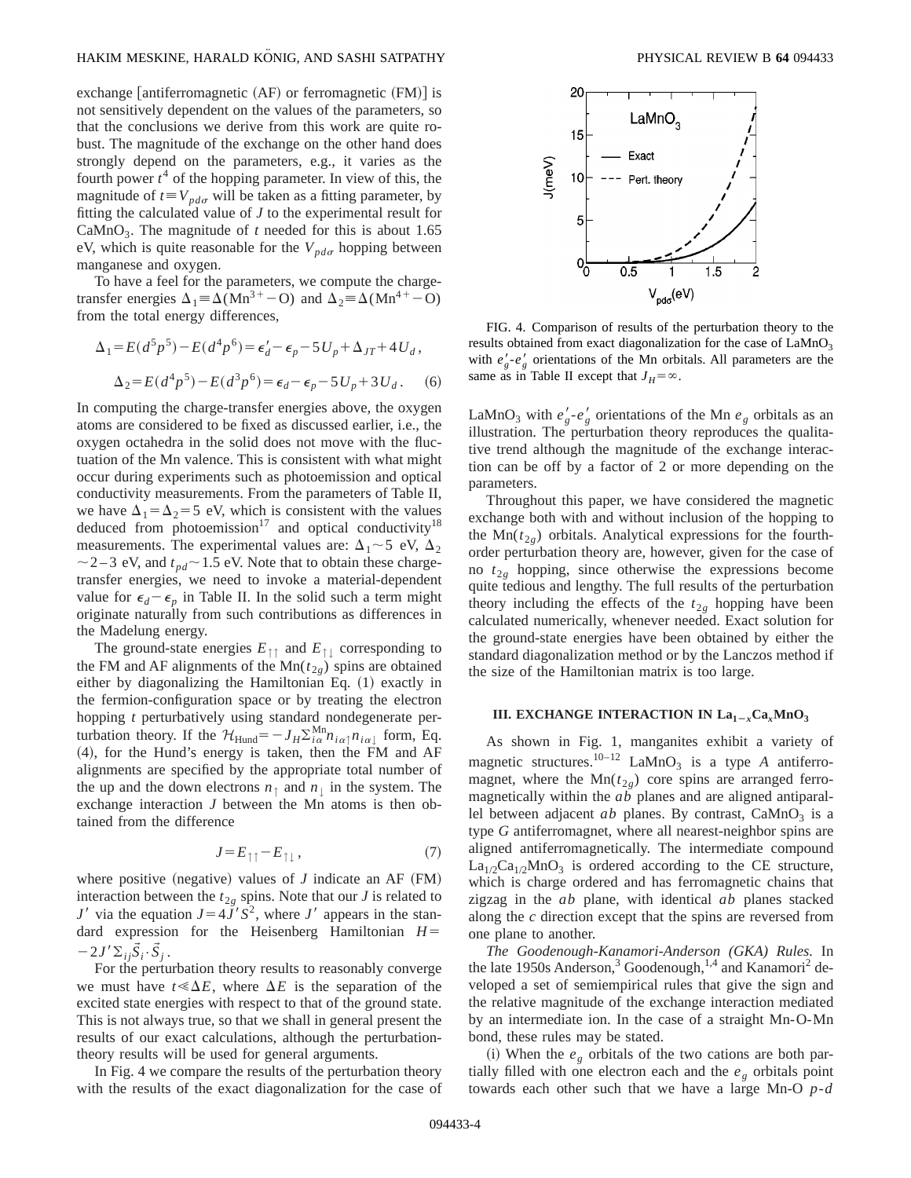exchange [antiferromagnetic (AF) or ferromagnetic (FM)] is not sensitively dependent on the values of the parameters, so that the conclusions we derive from this work are quite robust. The magnitude of the exchange on the other hand does strongly depend on the parameters, e.g., it varies as the fourth power $t^4$ of the hopping parameter. In view of this, the magnitude of $t \equiv V_{pd\sigma}$ will be taken as a fitting parameter, by fitting the calculated value of $J$ to the experimental result for $CaMnO_3$. The magnitude of $t$ needed for this is about 1.65 eV, which is quite reasonable for the $V_{pd\sigma}$ hopping between manganese and oxygen.

To have a feel for the parameters, we compute the charge-transfer energies $\Delta_1 \equiv \Delta(Mn^{3+}-O)$ and $\Delta_2 \equiv \Delta(Mn^{4+}-O)$ from the total energy differences,

$$\Delta_1 = E(d^5p^5) - E(d^4p^6) = \epsilon_d' - \epsilon_p - 5U_p + \Delta_{JT} + 4U_d,$$

$$\Delta_2 = E(d^4p^5) - E(d^3p^6) = \epsilon_d - \epsilon_p - 5U_p + 3U_d. \quad (6)$$

In computing the charge-transfer energies above, the oxygen atoms are considered to be fixed as discussed earlier, i.e., the oxygen octahedra in the solid does not move with the fluctuation of the Mn valence. This is consistent with what might occur during experiments such as photoemission and optical conductivity measurements. From the parameters of Table II, we have $\Delta_1 = \Delta_2 = 5$ eV, which is consistent with the values deduced from photoemission[17] and optical conductivity[18] measurements. The experimental values are: $\Delta_1 \sim 5$ eV, $\Delta_2 \sim 2-3$ eV, and $t_{pd} \sim 1.5$ eV. Note that to obtain these charge-transfer energies, we need to invoke a material-dependent value for $\epsilon_d - \epsilon_p$ in Table II. In the solid such a term might originate naturally from such contributions as differences in the Madelung energy.

The ground-state energies $E_{\uparrow\uparrow}$ and $E_{\uparrow\downarrow}$ corresponding to the FM and AF alignments of the $Mn(t_{2g})$ spins are obtained either by diagonalizing the Hamiltonian Eq. (1) exactly in the fermion-configuration space or by treating the electron hopping $t$ perturbatively using standard nondegenerate perturbation theory. If the $\mathcal{H}_{\rm Hund} = -J_H \sum_{i\alpha}^{\rm Mn} n_{i\alpha\uparrow} n_{i\alpha\downarrow}$ form, Eq. (4), for the Hund's energy is taken, then the FM and AF alignments are specified by the appropriate total number of the up and the down electrons $n_\uparrow$ and $n_\downarrow$ in the system. The exchange interaction $J$ between the Mn atoms is then obtained from the difference

$$J = E_{\uparrow\uparrow} - E_{\uparrow\downarrow}, \quad (7)$$

where positive (negative) values of $J$ indicate an AF (FM) interaction between the $t_{2g}$ spins. Note that our $J$ is related to $J'$ via the equation $J = 4J'S^2$, where $J'$ appears in the standard expression for the Heisenberg Hamiltonian $H = -2J' \sum_{ij} \vec{S}_i \cdot \vec{S}_j$.

For the perturbation theory results to reasonably converge we must have $t \ll \Delta E$, where $\Delta E$ is the separation of the excited state energies with respect to that of the ground state. This is not always true, so that we shall in general present the results of our exact calculations, although the perturbation-theory results will be used for general arguments.

In Fig. 4 we compare the results of the perturbation theory with the results of the exact diagonalization for the case of $LaMnO_3$ with $e_g'$-$e_g'$ orientations of the Mn $e_g$ orbitals as an illustration. The perturbation theory reproduces the qualitative trend although the magnitude of the exchange interaction can be off by a factor of 2 or more depending on the parameters.

FIG. 4. Comparison of results of the perturbation theory to the results obtained from exact diagonalization for the case of $LaMnO_3$ with $e_g'$-$e_g'$ orientations of the Mn orbitals. All parameters are the same as in Table II except that $J_H = \infty$.

Throughout this paper, we have considered the magnetic exchange both with and without inclusion of the hopping to the $Mn(t_{2g})$ orbitals. Analytical expressions for the fourth-order perturbation theory are, however, given for the case of no $t_{2g}$ hopping, since otherwise the expressions become quite tedious and lengthy. The full results of the perturbation theory including the effects of the $t_{2g}$ hopping have been calculated numerically, whenever needed. Exact solution for the ground-state energies have been obtained by either the standard diagonalization method or by the Lanczos method if the size of the Hamiltonian matrix is too large.

## III. EXCHANGE INTERACTION IN $La_{1-x}Ca_xMnO_3$

As shown in Fig. 1, manganites exhibit a variety of magnetic structures.[10–12] $LaMnO_3$ is a type *A* antiferromagnet, where the $Mn(t_{2g})$ core spins are arranged ferromagnetically within the *ab* planes and are aligned antiparallel between adjacent *ab* planes. By contrast, $CaMnO_3$ is a type *G* antiferromagnet, where all nearest-neighbor spins are aligned antiferromagnetically. The intermediate compound $La_{1/2}Ca_{1/2}MnO_3$ is ordered according to the CE structure, which is charge ordered and has ferromagnetic chains that zigzag in the *ab* plane, with identical *ab* planes stacked along the *c* direction except that the spins are reversed from one plane to another.

*The Goodenough-Kanamori-Anderson (GKA) Rules.* In the late 1950s Anderson,[3] Goodenough,[1,4] and Kanamori[2] developed a set of semiempirical rules that give the sign and the relative magnitude of the exchange interaction mediated by an intermediate ion. In the case of a straight Mn-O-Mn bond, these rules may be stated.

(i) When the $e_g$ orbitals of the two cations are both partially filled with one electron each and the $e_g$ orbitals point towards each other such that we have a large Mn-O *p*-*d*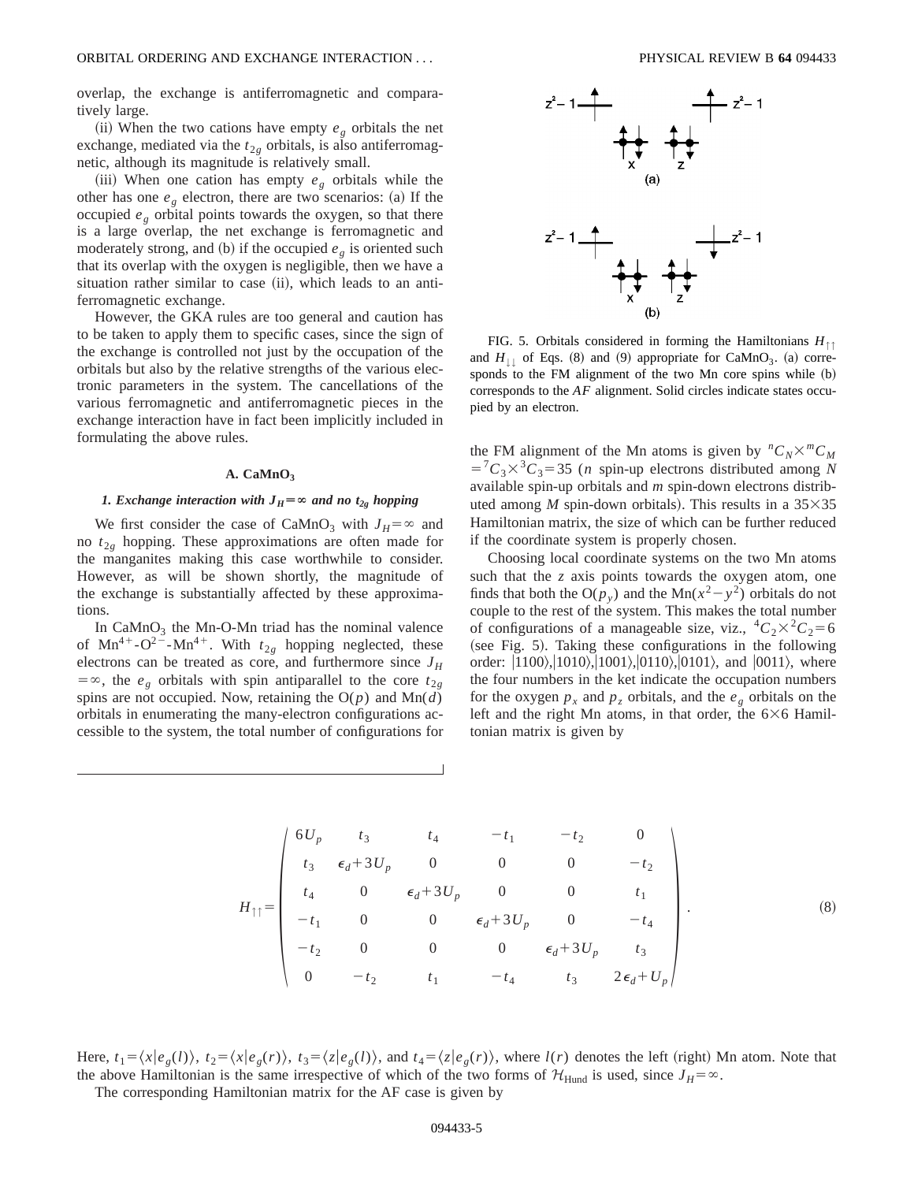overlap, the exchange is antiferromagnetic and comparatively large.

(ii) When the two cations have empty $e_g$ orbitals the net exchange, mediated via the $t_{2g}$ orbitals, is also antiferromagnetic, although its magnitude is relatively small.

(iii) When one cation has empty $e_g$ orbitals while the other has one $e_g$ electron, there are two scenarios: (a) If the occupied $e_g$ orbital points towards the oxygen, so that there is a large overlap, the net exchange is ferromagnetic and moderately strong, and (b) if the occupied $e_g$ is oriented such that its overlap with the oxygen is negligible, then we have a situation rather similar to case (ii), which leads to an antiferromagnetic exchange.

However, the GKA rules are too general and caution has to be taken to apply them to specific cases, since the sign of the exchange is controlled not just by the occupation of the orbitals but also by the relative strengths of the various electronic parameters in the system. The cancellations of the various ferromagnetic and antiferromagnetic pieces in the exchange interaction have in fact been implicitly included in formulating the above rules.

### A. $CaMnO_3$

#### 1. Exchange interaction with $J_H=\infty$ and no $t_{2g}$ hopping

We first consider the case of $CaMnO_3$ with $J_H=\infty$ and no $t_{2g}$ hopping. These approximations are often made for the manganites making this case worthwhile to consider. However, as will be shown shortly, the magnitude of the exchange is substantially affected by these approximations.

In $CaMnO_3$ the Mn-O-Mn triad has the nominal valence of $Mn^{4+}$-$O^{2-}$-$Mn^{4+}$. With $t_{2g}$ hopping neglected, these electrons can be treated as core, and furthermore since $J_H=\infty$, the $e_g$ orbitals with spin antiparallel to the core $t_{2g}$ spins are not occupied. Now, retaining the O($p$) and Mn($d$) orbitals in enumerating the many-electron configurations accessible to the system, the total number of configurations for

FIG. 5. Orbitals considered in forming the Hamiltonians $H_{\uparrow\uparrow}$ and $H_{\downarrow\downarrow}$ of Eqs. (8) and (9) appropriate for $CaMnO_3$. (a) corresponds to the FM alignment of the two Mn core spins while (b) corresponds to the *AF* alignment. Solid circles indicate states occupied by an electron.

the FM alignment of the Mn atoms is given by ${}^nC_N\times{}^mC_M={}^7C_3\times{}^3C_3=35$ ($n$ spin-up electrons distributed among $N$ available spin-up orbitals and $m$ spin-down electrons distributed among $M$ spin-down orbitals). This results in a $35\times35$ Hamiltonian matrix, the size of which can be further reduced if the coordinate system is properly chosen.

Choosing local coordinate systems on the two Mn atoms such that the $z$ axis points towards the oxygen atom, one finds that both the O($p_y$) and the Mn($x^2-y^2$) orbitals do not couple to the rest of the system. This makes the total number of configurations of a manageable size, viz., ${}^4C_2\times{}^2C_2=6$ (see Fig. 5). Taking these configurations in the following order: $|1100\rangle,|1010\rangle,|1001\rangle,|0110\rangle,|0101\rangle$, and $|0011\rangle$, where the four numbers in the ket indicate the occupation numbers for the oxygen $p_x$ and $p_z$ orbitals, and the $e_g$ orbitals on the left and the right Mn atoms, in that order, the $6\times6$ Hamiltonian matrix is given by

$$H_{\uparrow\uparrow}=\begin{pmatrix} 6U_p & t_3 & t_4 & -t_1 & -t_2 & 0\\ t_3 & \epsilon_d+3U_p & 0 & 0 & 0 & -t_2\\ t_4 & 0 & \epsilon_d+3U_p & 0 & 0 & t_1\\ -t_1 & 0 & 0 & \epsilon_d+3U_p & 0 & -t_4\\ -t_2 & 0 & 0 & 0 & \epsilon_d+3U_p & t_3\\ 0 & -t_2 & t_1 & -t_4 & t_3 & 2\epsilon_d+U_p \end{pmatrix}. \tag{8}$$

Here, $t_1=\langle x|e_g(l)\rangle$, $t_2=\langle x|e_g(r)\rangle$, $t_3=\langle z|e_g(l)\rangle$, and $t_4=\langle z|e_g(r)\rangle$, where $l(r)$ denotes the left (right) Mn atom. Note that the above Hamiltonian is the same irrespective of which of the two forms of $\mathcal{H}_{\rm Hund}$ is used, since $J_H=\infty$.

The corresponding Hamiltonian matrix for the AF case is given by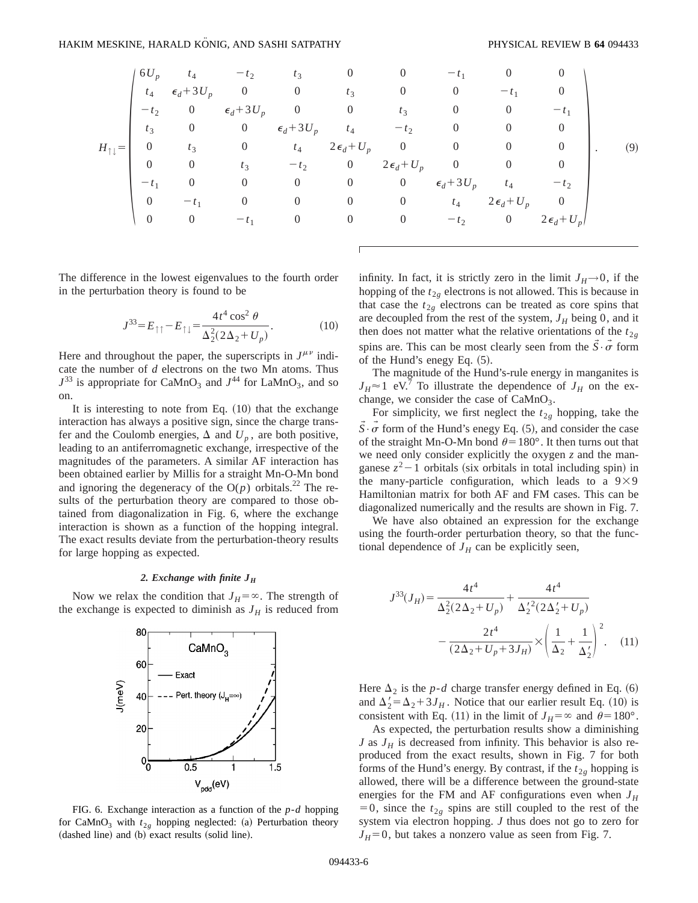$$
H_{\uparrow\downarrow}=\begin{pmatrix}
6U_p & t_4 & -t_2 & t_3 & 0 & 0 & -t_1 & 0 & 0\\
t_4 & \epsilon_d+3U_p & 0 & 0 & t_3 & 0 & 0 & -t_1 & 0\\
-t_2 & 0 & \epsilon_d+3U_p & 0 & 0 & t_3 & 0 & 0 & -t_1\\
t_3 & 0 & 0 & \epsilon_d+3U_p & t_4 & -t_2 & 0 & 0 & 0\\
0 & t_3 & 0 & t_4 & 2\epsilon_d+U_p & 0 & 0 & 0 & 0\\
0 & 0 & t_3 & -t_2 & 0 & 2\epsilon_d+U_p & 0 & 0 & 0\\
-t_1 & 0 & 0 & 0 & 0 & 0 & \epsilon_d+3U_p & t_4 & -t_2\\
0 & -t_1 & 0 & 0 & 0 & 0 & t_4 & 2\epsilon_d+U_p & 0\\
0 & 0 & -t_1 & 0 & 0 & 0 & -t_2 & 0 & 2\epsilon_d+U_p
\end{pmatrix}. \tag{9}
$$

The difference in the lowest eigenvalues to the fourth order in the perturbation theory is found to be

$$
J^{33}=E_{\uparrow\uparrow}-E_{\uparrow\downarrow}=\frac{4t^4\cos^2\theta}{\Delta_2^2(2\Delta_2+U_p)}. \tag{10}
$$

Here and throughout the paper, the superscripts in $J^{\mu\nu}$ indicate the number of $d$ electrons on the two Mn atoms. Thus $J^{33}$ is appropriate for $CaMnO_3$ and $J^{44}$ for $LaMnO_3$, and so on.

It is interesting to note from Eq. (10) that the exchange interaction has always a positive sign, since the charge transfer and the Coulomb energies, $\Delta$ and $U_p$, are both positive, leading to an antiferromagnetic exchange, irrespective of the magnitudes of the parameters. A similar AF interaction has been obtained earlier by Millis for a straight Mn-O-Mn bond and ignoring the degeneracy of the O($p$) orbitals.[22] The results of the perturbation theory are compared to those obtained from diagonalization in Fig. 6, where the exchange interaction is shown as a function of the hopping integral. The exact results deviate from the perturbation-theory results for large hopping as expected.

#### 2. Exchange with finite $J_H$

Now we relax the condition that $J_H=\infty$. The strength of the exchange is expected to diminish as $J_H$ is reduced from infinity. In fact, it is strictly zero in the limit $J_H\rightarrow 0$, if the hopping of the $t_{2g}$ electrons is not allowed. This is because in that case the $t_{2g}$ electrons can be treated as core spins that are decoupled from the rest of the system, $J_H$ being 0, and it then does not matter what the relative orientations of the $t_{2g}$ spins are. This can be most clearly seen from the $\vec{S}\cdot\vec{\sigma}$ form of the Hund's enegy Eq. (5).

FIG. 6. Exchange interaction as a function of the $p$-$d$ hopping for $CaMnO_3$ with $t_{2g}$ hopping neglected: (a) Perturbation theory (dashed line) and (b) exact results (solid line).

The magnitude of the Hund's-rule energy in manganites is $J_H\approx 1$ eV.[7] To illustrate the dependence of $J_H$ on the exchange, we consider the case of $CaMnO_3$.

For simplicity, we first neglect the $t_{2g}$ hopping, take the $\vec{S}\cdot\vec{\sigma}$ form of the Hund's enegy Eq. (5), and consider the case of the straight Mn-O-Mn bond $\theta=180°$. It then turns out that we need only consider explicitly the oxygen $z$ and the manganese $z^2-1$ orbitals (six orbitals in total including spin) in the many-particle configuration, which leads to a $9\times 9$ Hamiltonian matrix for both AF and FM cases. This can be diagonalized numerically and the results are shown in Fig. 7.

We have also obtained an expression for the exchange using the fourth-order perturbation theory, so that the functional dependence of $J_H$ can be explicitly seen,

$$
J^{33}(J_H)=\frac{4t^4}{\Delta_2^2(2\Delta_2+U_p)}+\frac{4t^4}{\Delta_2'^2(2\Delta_2'+U_p)}-\frac{2t^4}{(2\Delta_2+U_p+3J_H)}\times\left(\frac{1}{\Delta_2}+\frac{1}{\Delta_2'}\right)^2. \tag{11}
$$

Here $\Delta_2$ is the $p$-$d$ charge transfer energy defined in Eq. (6) and $\Delta_2'=\Delta_2+3J_H$. Notice that our earlier result Eq. (10) is consistent with Eq. (11) in the limit of $J_H=\infty$ and $\theta=180°$.

As expected, the perturbation results show a diminishing $J$ as $J_H$ is decreased from infinity. This behavior is also reproduced from the exact results, shown in Fig. 7 for both forms of the Hund's energy. By contrast, if the $t_{2g}$ hopping is allowed, there will be a difference between the ground-state energies for the FM and AF configurations even when $J_H=0$, since the $t_{2g}$ spins are still coupled to the rest of the system via electron hopping. $J$ thus does not go to zero for $J_H=0$, but takes a nonzero value as seen from Fig. 7.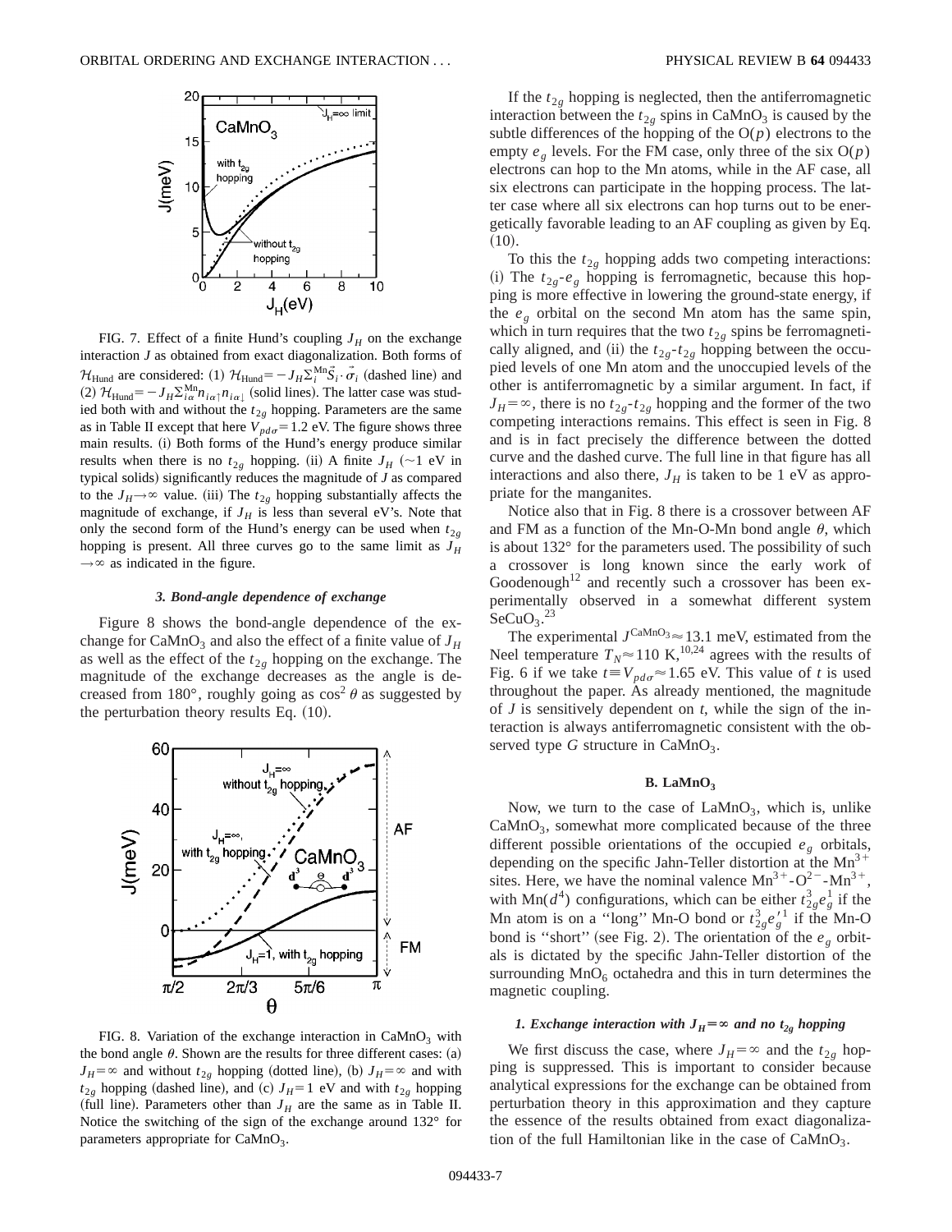FIG. 7. Effect of a finite Hund's coupling $J_H$ on the exchange interaction $J$ as obtained from exact diagonalization. Both forms of $\mathcal{H}_{\text{Hund}}$ are considered: (1) $\mathcal{H}_{\text{Hund}} = -J_H \sum_i^{\text{Mn}} \vec{S}_i \cdot \vec{\sigma}_i$ (dashed line) and (2) $\mathcal{H}_{\text{Hund}} = -J_H \sum_{i\alpha}^{\text{Mn}} n_{i\alpha\uparrow} n_{i\alpha\downarrow}$ (solid lines). The latter case was studied both with and without the $t_{2g}$ hopping. Parameters are the same as in Table II except that here $V_{pd\sigma} = 1.2$ eV. The figure shows three main results. (i) Both forms of the Hund's energy produce similar results when there is no $t_{2g}$ hopping. (ii) A finite $J_H$ ($\sim 1$ eV in typical solids) significantly reduces the magnitude of $J$ as compared to the $J_H \to \infty$ value. (iii) The $t_{2g}$ hopping substantially affects the magnitude of exchange, if $J_H$ is less than several eV's. Note that only the second form of the Hund's energy can be used when $t_{2g}$ hopping is present. All three curves go to the same limit as $J_H \to \infty$ as indicated in the figure.

### 3. Bond-angle dependence of exchange

Figure 8 shows the bond-angle dependence of the exchange for $CaMnO_3$ and also the effect of a finite value of $J_H$ as well as the effect of the $t_{2g}$ hopping on the exchange. The magnitude of the exchange decreases as the angle is decreased from 180°, roughly going as $\cos^2 \theta$ as suggested by the perturbation theory results Eq. (10).

FIG. 8. Variation of the exchange interaction in $CaMnO_3$ with the bond angle $\theta$. Shown are the results for three different cases: (a) $J_H = \infty$ and without $t_{2g}$ hopping (dotted line), (b) $J_H = \infty$ and with $t_{2g}$ hopping (dashed line), and (c) $J_H = 1$ eV and with $t_{2g}$ hopping (full line). Parameters other than $J_H$ are the same as in Table II. Notice the switching of the sign of the exchange around 132° for parameters appropriate for $CaMnO_3$.

If the $t_{2g}$ hopping is neglected, then the antiferromagnetic interaction between the $t_{2g}$ spins in $CaMnO_3$ is caused by the subtle differences of the hopping of the O($p$) electrons to the empty $e_g$ levels. For the FM case, only three of the six O($p$) electrons can hop to the Mn atoms, while in the AF case, all six electrons can participate in the hopping process. The latter case where all six electrons can hop turns out to be energetically favorable leading to an AF coupling as given by Eq. (10).

To this the $t_{2g}$ hopping adds two competing interactions: (i) The $t_{2g}$-$e_g$ hopping is ferromagnetic, because this hopping is more effective in lowering the ground-state energy, if the $e_g$ orbital on the second Mn atom has the same spin, which in turn requires that the two $t_{2g}$ spins be ferromagnetically aligned, and (ii) the $t_{2g}$-$t_{2g}$ hopping between the occupied levels of one Mn atom and the unoccupied levels of the other is antiferromagnetic by a similar argument. In fact, if $J_H = \infty$, there is no $t_{2g}$-$t_{2g}$ hopping and the former of the two competing interactions remains. This effect is seen in Fig. 8 and is in fact precisely the difference between the dotted curve and the dashed curve. The full line in that figure has all interactions and also there, $J_H$ is taken to be 1 eV as appropriate for the manganites.

Notice also that in Fig. 8 there is a crossover between AF and FM as a function of the Mn-O-Mn bond angle $\theta$, which is about 132° for the parameters used. The possibility of such a crossover is long known since the early work of Goodenough[12] and recently such a crossover has been experimentally observed in a somewhat different system $SeCuO_3$.[23]

The experimental $J^{CaMnO_3} \approx 13.1$ meV, estimated from the Neel temperature $T_N \approx 110$ K,[10,24] agrees with the results of Fig. 6 if we take $t \equiv V_{pd\sigma} \approx 1.65$ eV. This value of $t$ is used throughout the paper. As already mentioned, the magnitude of $J$ is sensitively dependent on $t$, while the sign of the interaction is always antiferromagnetic consistent with the observed type $G$ structure in $CaMnO_3$.

## B. $LaMnO_3$

Now, we turn to the case of $LaMnO_3$, which is, unlike $CaMnO_3$, somewhat more complicated because of the three different possible orientations of the occupied $e_g$ orbitals, depending on the specific Jahn-Teller distortion at the $Mn^{3+}$ sites. Here, we have the nominal valence $Mn^{3+}$-$O^{2-}$-$Mn^{3+}$, with Mn($d^4$) configurations, which can be either $t_{2g}^3 e_g^1$ if the Mn atom is on a "long" Mn-O bond or $t_{2g}^3 e_g'^1$ if the Mn-O bond is "short" (see Fig. 2). The orientation of the $e_g$ orbitals is dictated by the specific Jahn-Teller distortion of the surrounding $MnO_6$ octahedra and this in turn determines the magnetic coupling.

### 1. Exchange interaction with $J_H = \infty$ and no $t_{2g}$ hopping

We first discuss the case, where $J_H = \infty$ and the $t_{2g}$ hopping is suppressed. This is important to consider because analytical expressions for the exchange can be obtained from perturbation theory in this approximation and they capture the essence of the results obtained from exact diagonalization of the full Hamiltonian like in the case of $CaMnO_3$.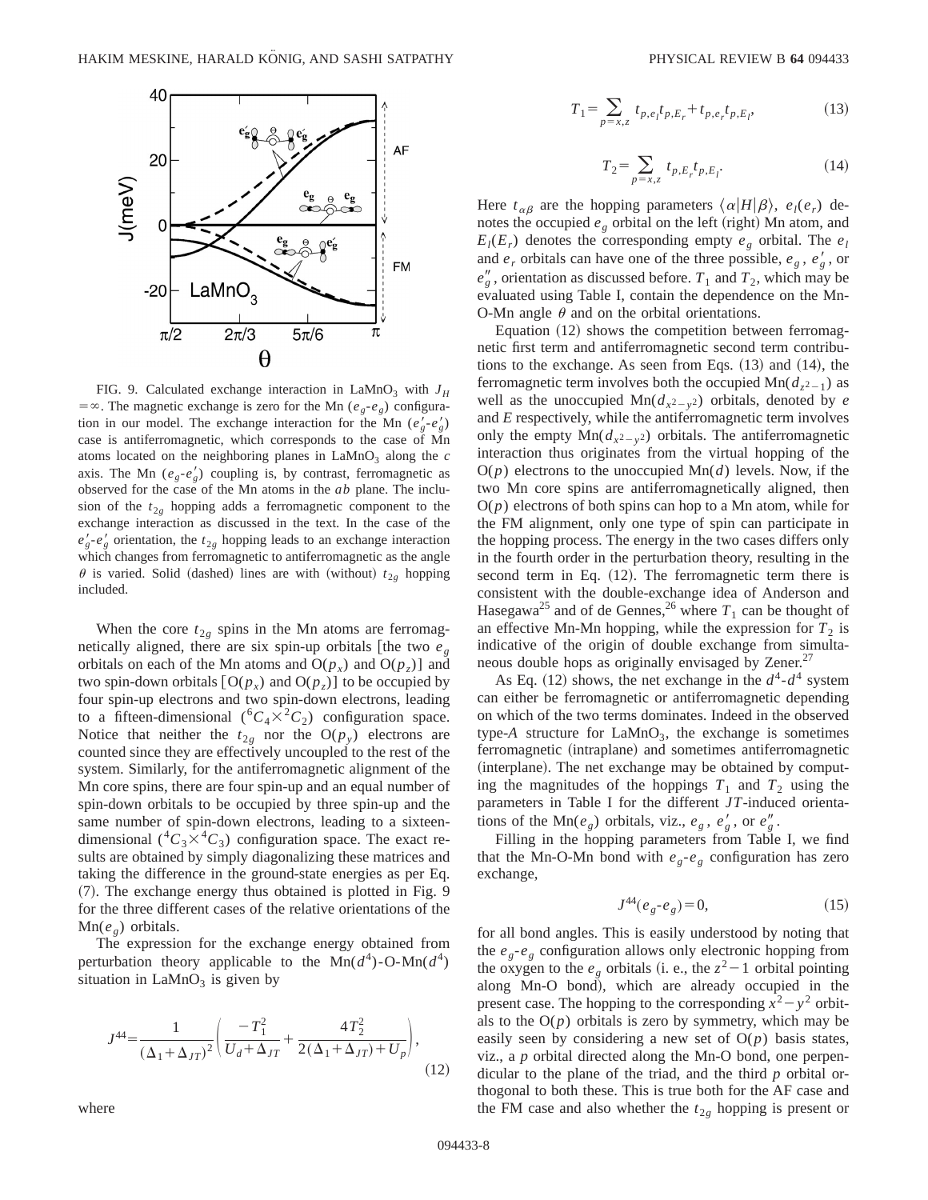FIG. 9. Calculated exchange interaction in $LaMnO_3$ with $J_H = \infty$. The magnetic exchange is zero for the Mn ($e_g$-$e_g$) configuration in our model. The exchange interaction for the Mn ($e_g'$-$e_g'$) case is antiferromagnetic, which corresponds to the case of Mn atoms located on the neighboring planes in $LaMnO_3$ along the $c$ axis. The Mn ($e_g$-$e_g'$) coupling is, by contrast, ferromagnetic as observed for the case of the Mn atoms in the $ab$ plane. The inclusion of the $t_{2g}$ hopping adds a ferromagnetic component to the exchange interaction as discussed in the text. In the case of the $e_g'$-$e_g'$ orientation, the $t_{2g}$ hopping leads to an exchange interaction which changes from ferromagnetic to antiferromagnetic as the angle $\theta$ is varied. Solid (dashed) lines are with (without) $t_{2g}$ hopping included.

When the core $t_{2g}$ spins in the Mn atoms are ferromagnetically aligned, there are six spin-up orbitals [the two $e_g$ orbitals on each of the Mn atoms and O($p_x$) and O($p_z$)] and two spin-down orbitals [O($p_x$) and O($p_z$)] to be occupied by four spin-up electrons and two spin-down electrons, leading to a fifteen-dimensional ($^6C_4 \times {}^2C_2$) configuration space. Notice that neither the $t_{2g}$ nor the O($p_y$) electrons are counted since they are effectively uncoupled to the rest of the system. Similarly, for the antiferromagnetic alignment of the Mn core spins, there are four spin-up and an equal number of spin-down orbitals to be occupied by three spin-up and the same number of spin-down electrons, leading to a sixteen-dimensional ($^4C_3 \times {}^4C_3$) configuration space. The exact results are obtained by simply diagonalizing these matrices and taking the difference in the ground-state energies as per Eq. (7). The exchange energy thus obtained is plotted in Fig. 9 for the three different cases of the relative orientations of the Mn($e_g$) orbitals.

The expression for the exchange energy obtained from perturbation theory applicable to the Mn($d^4$)-O-Mn($d^4$) situation in $LaMnO_3$ is given by

$$J^{44} = \frac{1}{(\Delta_1 + \Delta_{JT})^2}\left(\frac{-T_1^2}{U_d + \Delta_{JT}} + \frac{4T_2^2}{2(\Delta_1 + \Delta_{JT}) + U_p}\right), \tag{12}$$

where

$$T_1 = \sum_{p=x,z} t_{p,e_l} t_{p,E_r} + t_{p,e_r} t_{p,E_l}, \tag{13}$$

$$T_2 = \sum_{p=x,z} t_{p,E_r} t_{p,E_l}. \tag{14}$$

Here $t_{\alpha\beta}$ are the hopping parameters $\langle \alpha | H | \beta \rangle$, $e_l(e_r)$ denotes the occupied $e_g$ orbital on the left (right) Mn atom, and $E_l(E_r)$ denotes the corresponding empty $e_g$ orbital. The $e_l$ and $e_r$ orbitals can have one of the three possible, $e_g$, $e_g'$, or $e_g''$, orientation as discussed before. $T_1$ and $T_2$, which may be evaluated using Table I, contain the dependence on the Mn-O-Mn angle $\theta$ and on the orbital orientations.

Equation (12) shows the competition between ferromagnetic first term and antiferromagnetic second term contributions to the exchange. As seen from Eqs. (13) and (14), the ferromagnetic term involves both the occupied Mn($d_{z^2-1}$) as well as the unoccupied Mn($d_{x^2-y^2}$) orbitals, denoted by $e$ and $E$ respectively, while the antiferromagnetic term involves only the empty Mn($d_{x^2-y^2}$) orbitals. The antiferromagnetic interaction thus originates from the virtual hopping of the O($p$) electrons to the unoccupied Mn($d$) levels. Now, if the two Mn core spins are antiferromagnetically aligned, then O($p$) electrons of both spins can hop to a Mn atom, while for the FM alignment, only one type of spin can participate in the hopping process. The energy in the two cases differs only in the fourth order in the perturbation theory, resulting in the second term in Eq. (12). The ferromagnetic term there is consistent with the double-exchange idea of Anderson and Hasegawa[25] and of de Gennes,[26] where $T_1$ can be thought of an effective Mn-Mn hopping, while the expression for $T_2$ is indicative of the origin of double exchange from simultaneous double hops as originally envisaged by Zener.[27]

As Eq. (12) shows, the net exchange in the $d^4$-$d^4$ system can either be ferromagnetic or antiferromagnetic depending on which of the two terms dominates. Indeed in the observed type-$A$ structure for $LaMnO_3$, the exchange is sometimes ferromagnetic (intraplane) and sometimes antiferromagnetic (interplane). The net exchange may be obtained by computing the magnitudes of the hoppings $T_1$ and $T_2$ using the parameters in Table I for the different $JT$-induced orientations of the Mn($e_g$) orbitals, viz., $e_g$, $e_g'$, or $e_g''$.

Filling in the hopping parameters from Table I, we find that the Mn-O-Mn bond with $e_g$-$e_g$ configuration has zero exchange,

$$J^{44}(e_g\text{-}e_g) = 0, \tag{15}$$

for all bond angles. This is easily understood by noting that the $e_g$-$e_g$ configuration allows only electronic hopping from the oxygen to the $e_g$ orbitals (i. e., the $z^2-1$ orbital pointing along Mn-O bond), which are already occupied in the present case. The hopping to the corresponding $x^2-y^2$ orbitals to the O($p$) orbitals is zero by symmetry, which may be easily seen by considering a new set of O($p$) basis states, viz., a $p$ orbital directed along the Mn-O bond, one perpendicular to the plane of the triad, and the third $p$ orbital orthogonal to both these. This is true both for the AF case and the FM case and also whether the $t_{2g}$ hopping is present or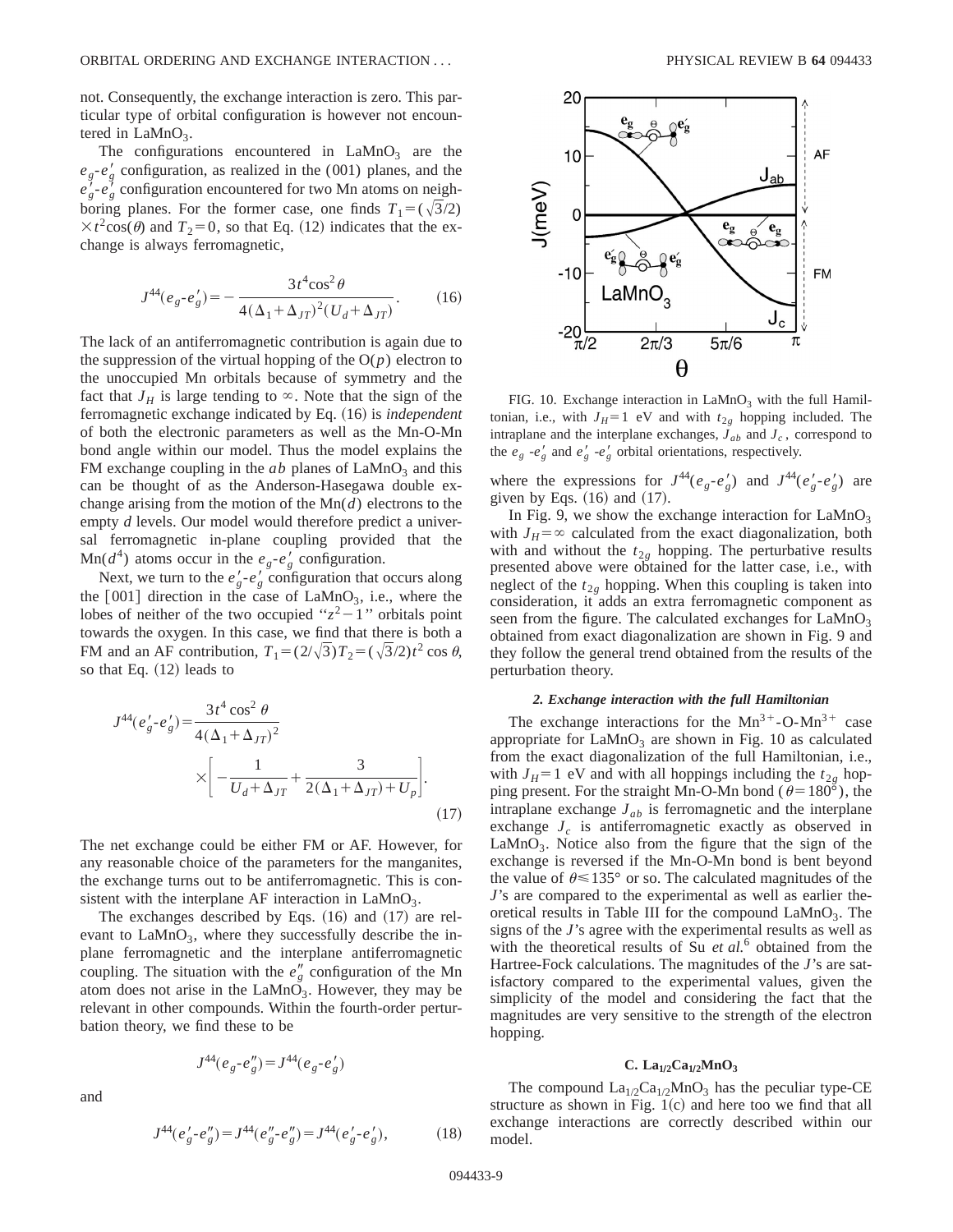not. Consequently, the exchange interaction is zero. This particular type of orbital configuration is however not encountered in $LaMnO_3$.

The configurations encountered in $LaMnO_3$ are the $e_g$-$e_g'$ configuration, as realized in the (001) planes, and the $e_g'$-$e_g'$ configuration encountered for two Mn atoms on neighboring planes. For the former case, one finds $T_1=(\sqrt{3}/2)\times t^2\cos(\theta)$ and $T_2=0$, so that Eq. (12) indicates that the exchange is always ferromagnetic,

$$J^{44}(e_g\text{-}e_g')=-\frac{3t^4\cos^2\theta}{4(\Delta_1+\Delta_{JT})^2(U_d+\Delta_{JT})}. \tag{16}$$

The lack of an antiferromagnetic contribution is again due to the suppression of the virtual hopping of the O($p$) electron to the unoccupied Mn orbitals because of symmetry and the fact that $J_H$ is large tending to $\infty$. Note that the sign of the ferromagnetic exchange indicated by Eq. (16) is *independent* of both the electronic parameters as well as the Mn-O-Mn bond angle within our model. Thus the model explains the FM exchange coupling in the $ab$ planes of $LaMnO_3$ and this can be thought of as the Anderson-Hasegawa double exchange arising from the motion of the Mn($d$) electrons to the empty $d$ levels. Our model would therefore predict a universal ferromagnetic in-plane coupling provided that the Mn($d^4$) atoms occur in the $e_g$-$e_g'$ configuration.

Next, we turn to the $e_g'$-$e_g'$ configuration that occurs along the [001] direction in the case of $LaMnO_3$, i.e., where the lobes of neither of the two occupied "$z^2-1$" orbitals point towards the oxygen. In this case, we find that there is both a FM and an AF contribution, $T_1=(2/\sqrt{3})T_2=(\sqrt{3}/2)t^2\cos\theta$, so that Eq. (12) leads to

$$J^{44}(e_g'\text{-}e_g')=\frac{3t^4\cos^2\theta}{4(\Delta_1+\Delta_{JT})^2}\times\left[-\frac{1}{U_d+\Delta_{JT}}+\frac{3}{2(\Delta_1+\Delta_{JT})+U_p}\right]. \tag{17}$$

The net exchange could be either FM or AF. However, for any reasonable choice of the parameters for the manganites, the exchange turns out to be antiferromagnetic. This is consistent with the interplane AF interaction in $LaMnO_3$.

The exchanges described by Eqs. (16) and (17) are relevant to $LaMnO_3$, where they successfully describe the in-plane ferromagnetic and the interplane antiferromagnetic coupling. The situation with the $e_g''$ configuration of the Mn atom does not arise in the $LaMnO_3$. However, they may be relevant in other compounds. Within the fourth-order perturbation theory, we find these to be

$$J^{44}(e_g\text{-}e_g'')=J^{44}(e_g\text{-}e_g')$$

and

$$J^{44}(e_g'\text{-}e_g'')=J^{44}(e_g''\text{-}e_g'')=J^{44}(e_g'\text{-}e_g'), \tag{18}$$

FIG. 10. Exchange interaction in $LaMnO_3$ with the full Hamiltonian, i.e., with $J_H=1$ eV and with $t_{2g}$ hopping included. The intraplane and the interplane exchanges, $J_{ab}$ and $J_c$, correspond to the $e_g$ -$e_g'$ and $e_g'$ -$e_g'$ orbital orientations, respectively.

where the expressions for $J^{44}(e_g\text{-}e_g')$ and $J^{44}(e_g'\text{-}e_g')$ are given by Eqs. (16) and (17).

In Fig. 9, we show the exchange interaction for $LaMnO_3$ with $J_H=\infty$ calculated from the exact diagonalization, both with and without the $t_{2g}$ hopping. The perturbative results presented above were obtained for the latter case, i.e., with neglect of the $t_{2g}$ hopping. When this coupling is taken into consideration, it adds an extra ferromagnetic component as seen from the figure. The calculated exchanges for $LaMnO_3$ obtained from exact diagonalization are shown in Fig. 9 and they follow the general trend obtained from the results of the perturbation theory.

#### *2. Exchange interaction with the full Hamiltonian*

The exchange interactions for the $Mn^{3+}$-O-$Mn^{3+}$ case appropriate for $LaMnO_3$ are shown in Fig. 10 as calculated from the exact diagonalization of the full Hamiltonian, i.e., with $J_H=1$ eV and with all hoppings including the $t_{2g}$ hopping present. For the straight Mn-O-Mn bond ($\theta=180°$), the intraplane exchange $J_{ab}$ is ferromagnetic and the interplane exchange $J_c$ is antiferromagnetic exactly as observed in $LaMnO_3$. Notice also from the figure that the sign of the exchange is reversed if the Mn-O-Mn bond is bent beyond the value of $\theta \leq 135°$ or so. The calculated magnitudes of the $J$'s are compared to the experimental as well as earlier theoretical results in Table III for the compound $LaMnO_3$. The signs of the $J$'s agree with the experimental results as well as with the theoretical results of Su *et al.*[6] obtained from the Hartree-Fock calculations. The magnitudes of the $J$'s are satisfactory compared to the experimental values, given the simplicity of the model and considering the fact that the magnitudes are very sensitive to the strength of the electron hopping.

### C. $La_{1/2}Ca_{1/2}MnO_3$

The compound $La_{1/2}Ca_{1/2}MnO_3$ has the peculiar type-CE structure as shown in Fig. 1(c) and here too we find that all exchange interactions are correctly described within our model.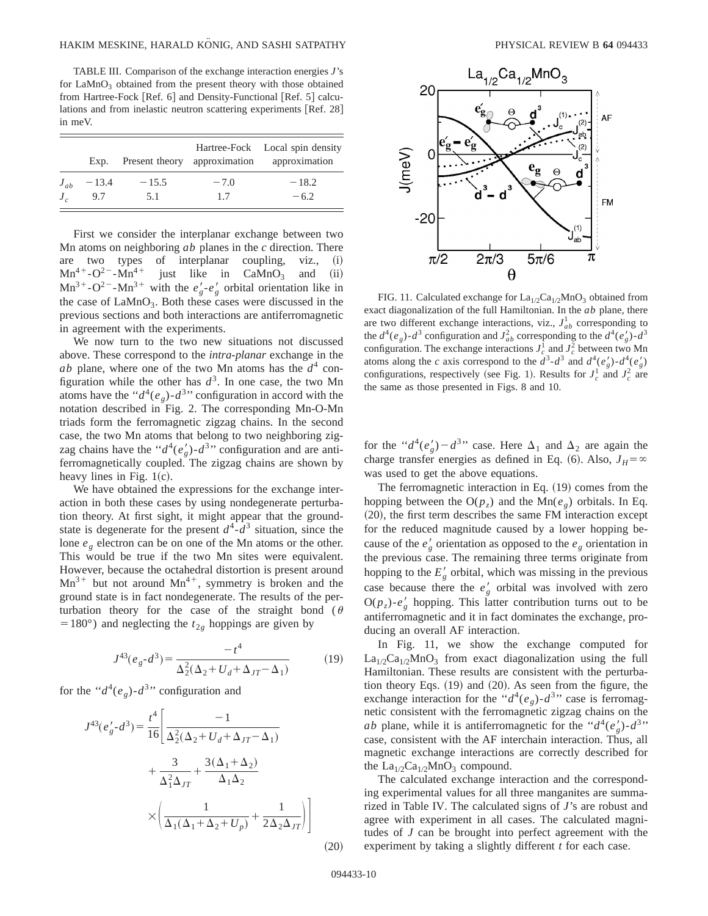TABLE III. Comparison of the exchange interaction energies $J$'s for $LaMnO_3$ obtained from the present theory with those obtained from Hartree-Fock [Ref. 6] and Density-Functional [Ref. 5] calculations and from inelastic neutron scattering experiments [Ref. 28] in meV.

| | Exp. | Present theory | Hartree-Fock approximation | Local spin density approximation |
|---|---|---|---|---|
| $J_{ab}$ | −13.4 | −15.5 | −7.0 | −18.2 |
| $J_c$ | 9.7 | 5.1 | 1.7 | −6.2 |

First we consider the interplanar exchange between two Mn atoms on neighboring $ab$ planes in the $c$ direction. There are two types of interplanar coupling, viz., (i) $Mn^{4+}$-$O^{2-}$-$Mn^{4+}$ just like in $CaMnO_3$ and (ii) $Mn^{3+}$-$O^{2-}$-$Mn^{3+}$ with the $e_g'$-$e_g'$ orbital orientation like in the case of $LaMnO_3$. Both these cases were discussed in the previous sections and both interactions are antiferromagnetic in agreement with the experiments.

We now turn to the two new situations not discussed above. These correspond to the *intra-planar* exchange in the $ab$ plane, where one of the two Mn atoms has the $d^4$ configuration while the other has $d^3$. In one case, the two Mn atoms have the "$d^4(e_g)$-$d^3$" configuration in accord with the notation described in Fig. 2. The corresponding Mn-O-Mn triads form the ferromagnetic zigzag chains. In the second case, the two Mn atoms that belong to two neighboring zigzag chains have the "$d^4(e_g')$-$d^3$" configuration and are antiferromagnetically coupled. The zigzag chains are shown by heavy lines in Fig. 1(c).

We have obtained the expressions for the exchange interaction in both these cases by using nondegenerate perturbation theory. At first sight, it might appear that the ground-state is degenerate for the present $d^4$-$d^3$ situation, since the lone $e_g$ electron can be on one of the Mn atoms or the other. This would be true if the two Mn sites were equivalent. However, because the octahedral distortion is present around $Mn^{3+}$ but not around $Mn^{4+}$, symmetry is broken and the ground state is in fact nondegenerate. The results of the perturbation theory for the case of the straight bond ($\theta = 180°$) and neglecting the $t_{2g}$ hoppings are given by

$$J^{43}(e_g\text{-}d^3) = \frac{-t^4}{\Delta_2^2(\Delta_2 + U_d + \Delta_{JT} - \Delta_1)} \tag{19}$$

for the "$d^4(e_g)$-$d^3$" configuration and

$$J^{43}(e_g'\text{-}d^3) = \frac{t^4}{16}\left[\frac{-1}{\Delta_2^2(\Delta_2 + U_d + \Delta_{JT} - \Delta_1)} + \frac{3}{\Delta_1^2 \Delta_{JT}} + \frac{3(\Delta_1 + \Delta_2)}{\Delta_1 \Delta_2} \times \left(\frac{1}{\Delta_1(\Delta_1 + \Delta_2 + U_p)} + \frac{1}{2\Delta_2 \Delta_{JT}}\right)\right] \tag{20}$$

FIG. 11. Calculated exchange for $La_{1/2}Ca_{1/2}MnO_3$ obtained from exact diagonalization of the full Hamiltonian. In the $ab$ plane, there are two different exchange interactions, viz., $J_{ab}^1$ corresponding to the $d^4(e_g)$-$d^3$ configuration and $J_{ab}^2$ corresponding to the $d^4(e_g')$-$d^3$ configuration. The exchange interactions $J_c^1$ and $J_c^2$ between two Mn atoms along the $c$ axis correspond to the $d^3$-$d^3$ and $d^4(e_g')$-$d^4(e_g')$ configurations, respectively (see Fig. 1). Results for $J_c^1$ and $J_c^2$ are the same as those presented in Figs. 8 and 10.

for the "$d^4(e_g')-d^3$" case. Here $\Delta_1$ and $\Delta_2$ are again the charge transfer energies as defined in Eq. (6). Also, $J_H = \infty$ was used to get the above equations.

The ferromagnetic interaction in Eq. (19) comes from the hopping between the $O(p_z)$ and the $Mn(e_g)$ orbitals. In Eq. (20), the first term describes the same FM interaction except for the reduced magnitude caused by a lower hopping because of the $e_g'$ orientation as opposed to the $e_g$ orientation in the previous case. The remaining three terms originate from hopping to the $E_g'$ orbital, which was missing in the previous case because there the $e_g'$ orbital was involved with zero $O(p_z)$-$e_g'$ hopping. This latter contribution turns out to be antiferromagnetic and it in fact dominates the exchange, producing an overall AF interaction.

In Fig. 11, we show the exchange computed for $La_{1/2}Ca_{1/2}MnO_3$ from exact diagonalization using the full Hamiltonian. These results are consistent with the perturbation theory Eqs. (19) and (20). As seen from the figure, the exchange interaction for the "$d^4(e_g)$-$d^3$" case is ferromagnetic consistent with the ferromagnetic zigzag chains on the $ab$ plane, while it is antiferromagnetic for the "$d^4(e_g')$-$d^3$" case, consistent with the AF interchain interaction. Thus, all magnetic exchange interactions are correctly described for the $La_{1/2}Ca_{1/2}MnO_3$ compound.

The calculated exchange interaction and the corresponding experimental values for all three manganites are summarized in Table IV. The calculated signs of $J$'s are robust and agree with experiment in all cases. The calculated magnitudes of $J$ can be brought into perfect agreement with the experiment by taking a slightly different $t$ for each case.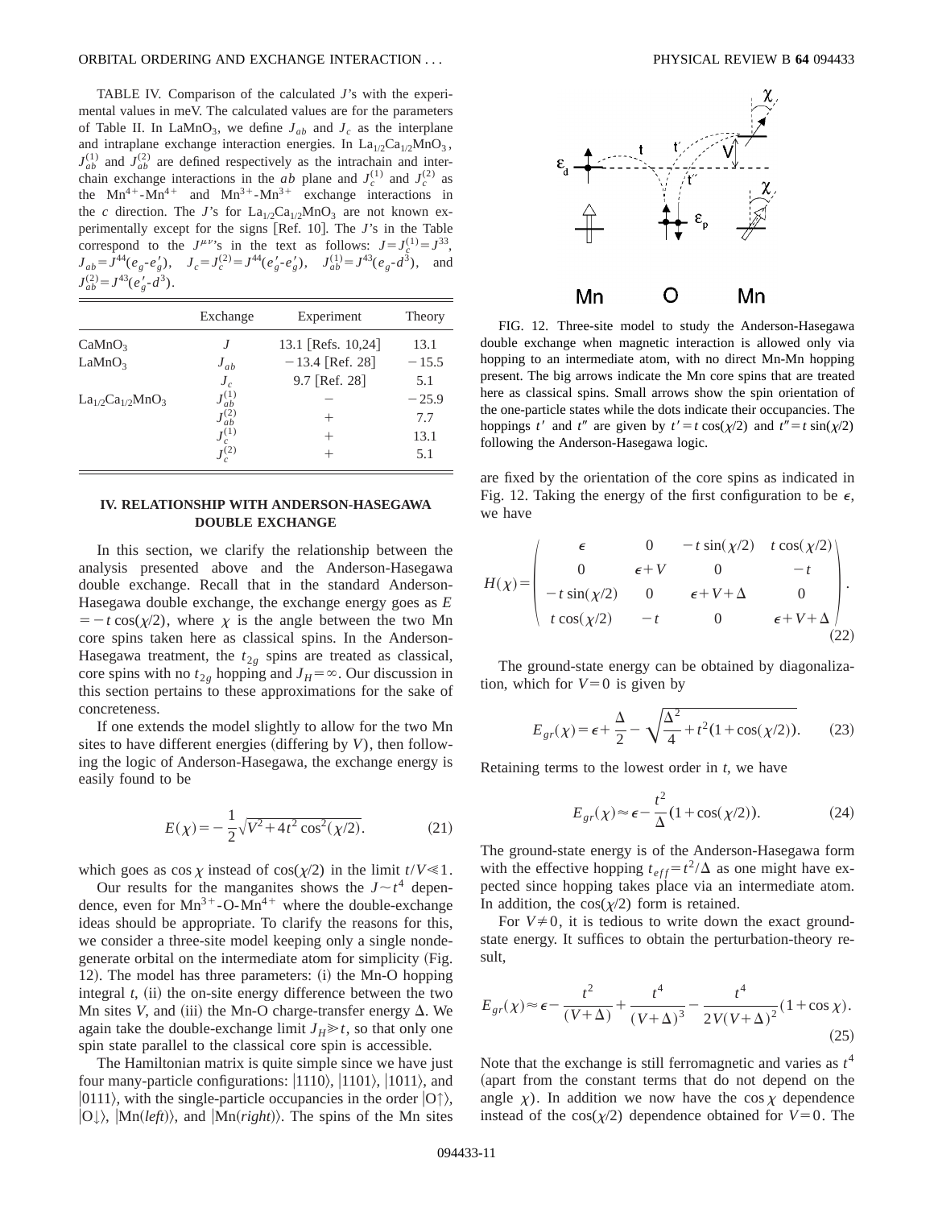TABLE IV. Comparison of the calculated $J$'s with the experimental values in meV. The calculated values are for the parameters of Table II. In $LaMnO_3$, we define $J_{ab}$ and $J_c$ as the interplane and intraplane exchange interaction energies. In $La_{1/2}Ca_{1/2}MnO_3$, $J_{ab}^{(1)}$ and $J_{ab}^{(2)}$ are defined respectively as the intrachain and interchain exchange interactions in the $ab$ plane and $J_c^{(1)}$ and $J_c^{(2)}$ as the $Mn^{4+}$-$Mn^{4+}$ and $Mn^{3+}$-$Mn^{3+}$ exchange interactions in the $c$ direction. The $J$'s for $La_{1/2}Ca_{1/2}MnO_3$ are not known experimentally except for the signs [Ref. 10]. The $J$'s in the Table correspond to the $J^{\mu\nu}$'s in the text as follows: $J=J_c^{(1)}=J^{33}$, $J_{ab}=J^{44}(e_g\text{-}e_g')$, $J_c=J_c^{(2)}=J^{44}(e_g'\text{-}e_g')$, $J_{ab}^{(1)}=J^{43}(e_g\text{-}d^3)$, and $J_{ab}^{(2)}=J^{43}(e_g'\text{-}d^3)$.

| | Exchange | Experiment | Theory |
|---|---|---|---|
| $CaMnO_3$ | $J$ | 13.1 [Refs. 10,24] | 13.1 |
| $LaMnO_3$ | $J_{ab}$ | −13.4 [Ref. 28] | −15.5 |
| | $J_c$ | 9.7 [Ref. 28] | 5.1 |
| $La_{1/2}Ca_{1/2}MnO_3$ | $J_{ab}^{(1)}$ | − | −25.9 |
| | $J_{ab}^{(2)}$ | + | 7.7 |
| | $J_c^{(1)}$ | + | 13.1 |
| | $J_c^{(2)}$ | + | 5.1 |

## IV. RELATIONSHIP WITH ANDERSON-HASEGAWA DOUBLE EXCHANGE

In this section, we clarify the relationship between the analysis presented above and the Anderson-Hasegawa double exchange. Recall that in the standard Anderson-Hasegawa double exchange, the exchange energy goes as $E=-t\cos(\chi/2)$, where $\chi$ is the angle between the two Mn core spins taken here as classical spins. In the Anderson-Hasegawa treatment, the $t_{2g}$ spins are treated as classical, core spins with no $t_{2g}$ hopping and $J_H=\infty$. Our discussion in this section pertains to these approximations for the sake of concreteness.

If one extends the model slightly to allow for the two Mn sites to have different energies (differing by $V$), then following the logic of Anderson-Hasegawa, the exchange energy is easily found to be

$$E(\chi)=-\frac{1}{2}\sqrt{V^2+4t^2\cos^2(\chi/2)}. \tag{21}$$

which goes as $\cos\chi$ instead of $\cos(\chi/2)$ in the limit $t/V\ll 1$.

Our results for the manganites shows the $J\sim t^4$ dependence, even for $Mn^{3+}$-O-$Mn^{4+}$ where the double-exchange ideas should be appropriate. To clarify the reasons for this, we consider a three-site model keeping only a single nondegenerate orbital on the intermediate atom for simplicity (Fig. 12). The model has three parameters: (i) the Mn-O hopping integral $t$, (ii) the on-site energy difference between the two Mn sites $V$, and (iii) the Mn-O charge-transfer energy $\Delta$. We again take the double-exchange limit $J_H\gg t$, so that only one spin state parallel to the classical core spin is accessible.

The Hamiltonian matrix is quite simple since we have just four many-particle configurations: $|1110\rangle$, $|1101\rangle$, $|1011\rangle$, and $|0111\rangle$, with the single-particle occupancies in the order $|O\uparrow\rangle$, $|O\downarrow\rangle$, $|Mn(\textit{left})\rangle$, and $|Mn(\textit{right})\rangle$. The spins of the Mn sites are fixed by the orientation of the core spins as indicated in Fig. 12. Taking the energy of the first configuration to be $\epsilon$, we have

FIG. 12. Three-site model to study the Anderson-Hasegawa double exchange when magnetic interaction is allowed only via hopping to an intermediate atom, with no direct Mn-Mn hopping present. The big arrows indicate the Mn core spins that are treated here as classical spins. Small arrows show the spin orientation of the one-particle states while the dots indicate their occupancies. The hoppings $t'$ and $t''$ are given by $t'=t\cos(\chi/2)$ and $t''=t\sin(\chi/2)$ following the Anderson-Hasegawa logic.

$$H(\chi)=\begin{pmatrix} \epsilon & 0 & -t\sin(\chi/2) & t\cos(\chi/2) \\ 0 & \epsilon+V & 0 & -t \\ -t\sin(\chi/2) & 0 & \epsilon+V+\Delta & 0 \\ t\cos(\chi/2) & -t & 0 & \epsilon+V+\Delta \end{pmatrix}. \tag{22}$$

The ground-state energy can be obtained by diagonalization, which for $V=0$ is given by

$$E_{gr}(\chi)=\epsilon+\frac{\Delta}{2}-\sqrt{\frac{\Delta^2}{4}+t^2(1+\cos(\chi/2))}. \tag{23}$$

Retaining terms to the lowest order in $t$, we have

$$E_{gr}(\chi)\approx\epsilon-\frac{t^2}{\Delta}(1+\cos(\chi/2)). \tag{24}$$

The ground-state energy is of the Anderson-Hasegawa form with the effective hopping $t_{eff}=t^2/\Delta$ as one might have expected since hopping takes place via an intermediate atom. In addition, the $\cos(\chi/2)$ form is retained.

For $V\neq 0$, it is tedious to write down the exact ground-state energy. It suffices to obtain the perturbation-theory result,

$$E_{gr}(\chi)\approx\epsilon-\frac{t^2}{(V+\Delta)}+\frac{t^4}{(V+\Delta)^3}-\frac{t^4}{2V(V+\Delta)^2}(1+\cos\chi). \tag{25}$$

Note that the exchange is still ferromagnetic and varies as $t^4$ (apart from the constant terms that do not depend on the angle $\chi$). In addition we now have the $\cos\chi$ dependence instead of the $\cos(\chi/2)$ dependence obtained for $V=0$. The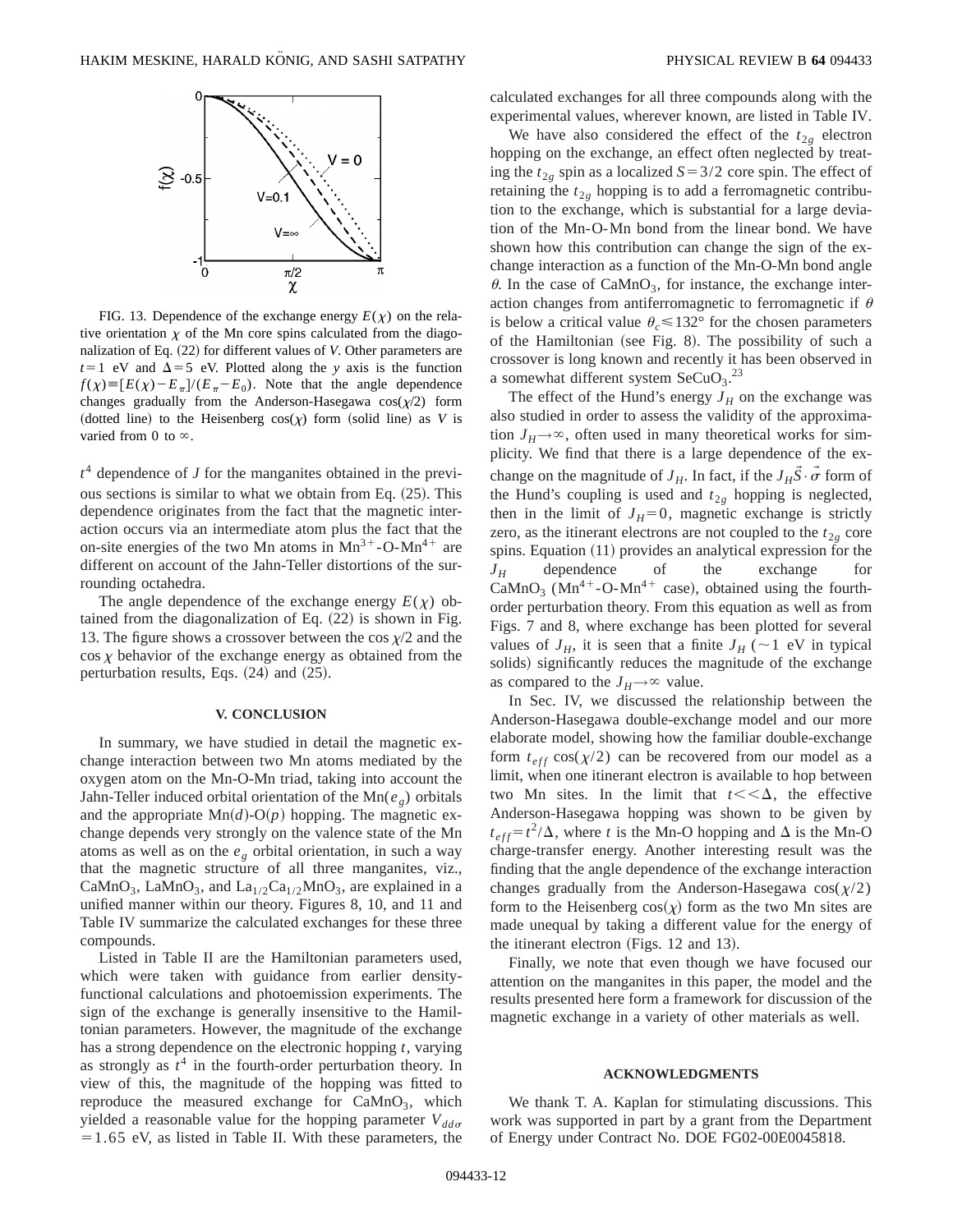FIG. 13. Dependence of the exchange energy $E(\chi)$ on the relative orientation $\chi$ of the Mn core spins calculated from the diagonalization of Eq. (22) for different values of $V$. Other parameters are $t=1$ eV and $\Delta=5$ eV. Plotted along the $y$ axis is the function $f(\chi)\equiv[E(\chi)-E_\pi]/(E_\pi-E_0)$. Note that the angle dependence changes gradually from the Anderson-Hasegawa $\cos(\chi/2)$ form (dotted line) to the Heisenberg $\cos(\chi)$ form (solid line) as $V$ is varied from 0 to $\infty$.

$t^4$ dependence of $J$ for the manganites obtained in the previous sections is similar to what we obtain from Eq. (25). This dependence originates from the fact that the magnetic interaction occurs via an intermediate atom plus the fact that the on-site energies of the two Mn atoms in $Mn^{3+}$-O-$Mn^{4+}$ are different on account of the Jahn-Teller distortions of the surrounding octahedra.

The angle dependence of the exchange energy $E(\chi)$ obtained from the diagonalization of Eq. (22) is shown in Fig. 13. The figure shows a crossover between the $\cos\chi/2$ and the $\cos\chi$ behavior of the exchange energy as obtained from the perturbation results, Eqs. (24) and (25).

## V. CONCLUSION

In summary, we have studied in detail the magnetic exchange interaction between two Mn atoms mediated by the oxygen atom on the Mn-O-Mn triad, taking into account the Jahn-Teller induced orbital orientation of the Mn($e_g$) orbitals and the appropriate Mn($d$)-O($p$) hopping. The magnetic exchange depends very strongly on the valence state of the Mn atoms as well as on the $e_g$ orbital orientation, in such a way that the magnetic structure of all three manganites, viz., $CaMnO_3$, $LaMnO_3$, and $La_{1/2}Ca_{1/2}MnO_3$, are explained in a unified manner within our theory. Figures 8, 10, and 11 and Table IV summarize the calculated exchanges for these three compounds.

Listed in Table II are the Hamiltonian parameters used, which were taken with guidance from earlier density-functional calculations and photoemission experiments. The sign of the exchange is generally insensitive to the Hamiltonian parameters. However, the magnitude of the exchange has a strong dependence on the electronic hopping $t$, varying as strongly as $t^4$ in the fourth-order perturbation theory. In view of this, the magnitude of the hopping was fitted to reproduce the measured exchange for $CaMnO_3$, which yielded a reasonable value for the hopping parameter $V_{dd\sigma}=1.65$ eV, as listed in Table II. With these parameters, the calculated exchanges for all three compounds along with the experimental values, wherever known, are listed in Table IV.

We have also considered the effect of the $t_{2g}$ electron hopping on the exchange, an effect often neglected by treating the $t_{2g}$ spin as a localized $S=3/2$ core spin. The effect of retaining the $t_{2g}$ hopping is to add a ferromagnetic contribution to the exchange, which is substantial for a large deviation of the Mn-O-Mn bond from the linear bond. We have shown how this contribution can change the sign of the exchange interaction as a function of the Mn-O-Mn bond angle $\theta$. In the case of $CaMnO_3$, for instance, the exchange interaction changes from antiferromagnetic to ferromagnetic if $\theta$ is below a critical value $\theta_c \lesssim 132°$ for the chosen parameters of the Hamiltonian (see Fig. 8). The possibility of such a crossover is long known and recently it has been observed in a somewhat different system $SeCuO_3$.[23]

The effect of the Hund's energy $J_H$ on the exchange was also studied in order to assess the validity of the approximation $J_H\to\infty$, often used in many theoretical works for simplicity. We find that there is a large dependence of the exchange on the magnitude of $J_H$. In fact, if the $J_H\vec{S}\cdot\vec{\sigma}$ form of the Hund's coupling is used and $t_{2g}$ hopping is neglected, then in the limit of $J_H=0$, magnetic exchange is strictly zero, as the itinerant electrons are not coupled to the $t_{2g}$ core spins. Equation (11) provides an analytical expression for the $J_H$ dependence of the exchange for $CaMnO_3$ ($Mn^{4+}$-O-$Mn^{4+}$ case), obtained using the fourth-order perturbation theory. From this equation as well as from Figs. 7 and 8, where exchange has been plotted for several values of $J_H$, it is seen that a finite $J_H$ ($\sim 1$ eV in typical solids) significantly reduces the magnitude of the exchange as compared to the $J_H\to\infty$ value.

In Sec. IV, we discussed the relationship between the Anderson-Hasegawa double-exchange model and our more elaborate model, showing how the familiar double-exchange form $t_{eff}\cos(\chi/2)$ can be recovered from our model as a limit, when one itinerant electron is available to hop between two Mn sites. In the limit that $t<<\Delta$, the effective Anderson-Hasegawa hopping was shown to be given by $t_{eff}=t^2/\Delta$, where $t$ is the Mn-O hopping and $\Delta$ is the Mn-O charge-transfer energy. Another interesting result was the finding that the angle dependence of the exchange interaction changes gradually from the Anderson-Hasegawa $\cos(\chi/2)$ form to the Heisenberg $\cos(\chi)$ form as the two Mn sites are made unequal by taking a different value for the energy of the itinerant electron (Figs. 12 and 13).

Finally, we note that even though we have focused our attention on the manganites in this paper, the model and the results presented here form a framework for discussion of the magnetic exchange in a variety of other materials as well.

## ACKNOWLEDGMENTS

We thank T. A. Kaplan for stimulating discussions. This work was supported in part by a grant from the Department of Energy under Contract No. DOE FG02-00E0045818.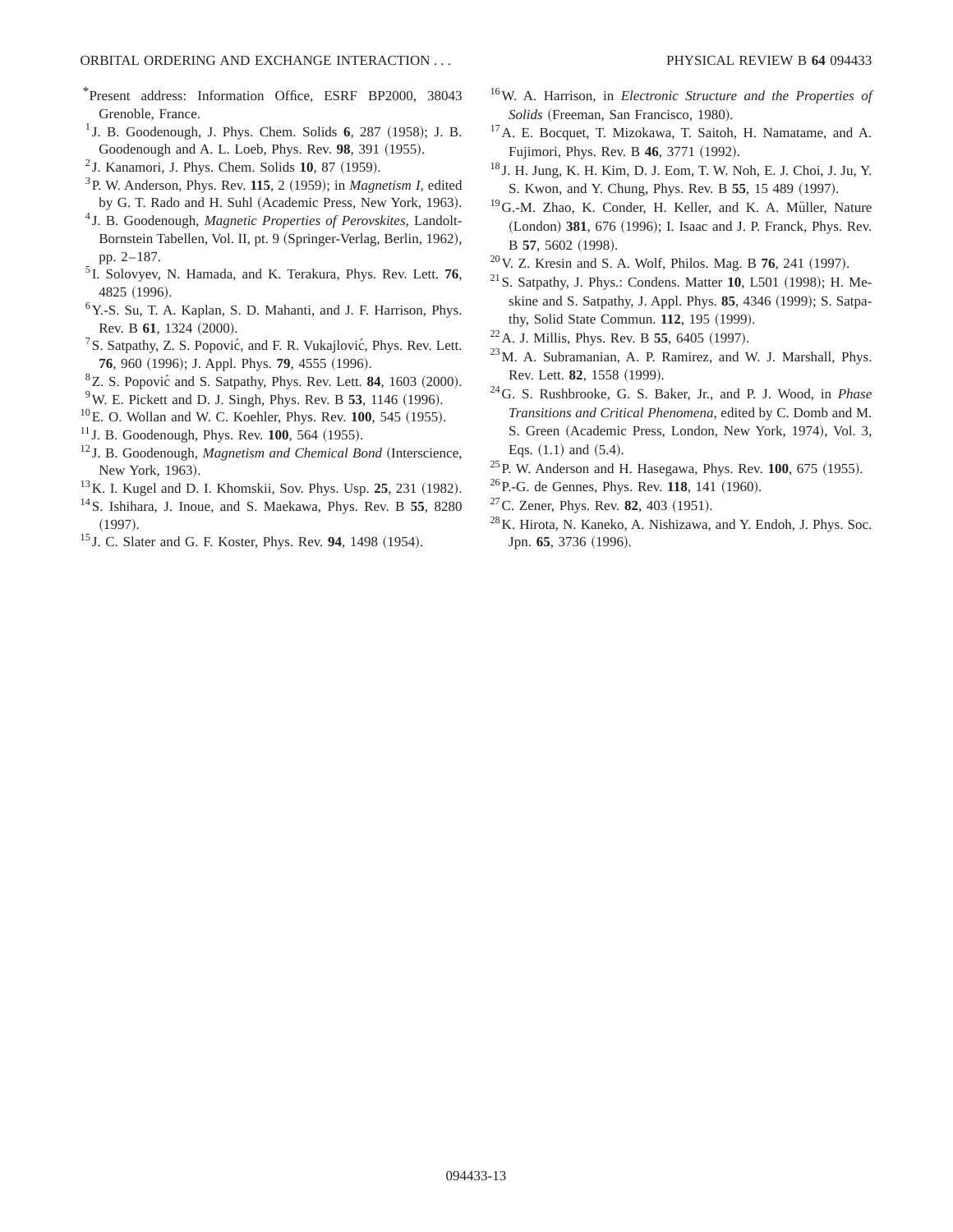[*]Present address: Information Office, ESRF BP2000, 38043 Grenoble, France.

[1] J. B. Goodenough, J. Phys. Chem. Solids **6**, 287 (1958); J. B. Goodenough and A. L. Loeb, Phys. Rev. **98**, 391 (1955).

[2] J. Kanamori, J. Phys. Chem. Solids **10**, 87 (1959).

[3] P. W. Anderson, Phys. Rev. **115**, 2 (1959); in *Magnetism I*, edited by G. T. Rado and H. Suhl (Academic Press, New York, 1963).

[4] J. B. Goodenough, *Magnetic Properties of Perovskites*, Landolt-Bornstein Tabellen, Vol. II, pt. 9 (Springer-Verlag, Berlin, 1962), pp. 2–187.

[5] I. Solovyev, N. Hamada, and K. Terakura, Phys. Rev. Lett. **76**, 4825 (1996).

[6] Y.-S. Su, T. A. Kaplan, S. D. Mahanti, and J. F. Harrison, Phys. Rev. B **61**, 1324 (2000).

[7] S. Satpathy, Z. S. Popović, and F. R. Vukajlović, Phys. Rev. Lett. **76**, 960 (1996); J. Appl. Phys. **79**, 4555 (1996).

[8] Z. S. Popović and S. Satpathy, Phys. Rev. Lett. **84**, 1603 (2000).

[9] W. E. Pickett and D. J. Singh, Phys. Rev. B **53**, 1146 (1996).

[10] E. O. Wollan and W. C. Koehler, Phys. Rev. **100**, 545 (1955).

[11] J. B. Goodenough, Phys. Rev. **100**, 564 (1955).

[12] J. B. Goodenough, *Magnetism and Chemical Bond* (Interscience, New York, 1963).

[13] K. I. Kugel and D. I. Khomskii, Sov. Phys. Usp. **25**, 231 (1982).

[14] S. Ishihara, J. Inoue, and S. Maekawa, Phys. Rev. B **55**, 8280 (1997).

[15] J. C. Slater and G. F. Koster, Phys. Rev. **94**, 1498 (1954).

[16] W. A. Harrison, in *Electronic Structure and the Properties of Solids* (Freeman, San Francisco, 1980).

[17] A. E. Bocquet, T. Mizokawa, T. Saitoh, H. Namatame, and A. Fujimori, Phys. Rev. B **46**, 3771 (1992).

[18] J. H. Jung, K. H. Kim, D. J. Eom, T. W. Noh, E. J. Choi, J. Ju, Y. S. Kwon, and Y. Chung, Phys. Rev. B **55**, 15 489 (1997).

[19] G.-M. Zhao, K. Conder, H. Keller, and K. A. Müller, Nature (London) **381**, 676 (1996); I. Isaac and J. P. Franck, Phys. Rev. B **57**, 5602 (1998).

[20] V. Z. Kresin and S. A. Wolf, Philos. Mag. B **76**, 241 (1997).

[21] S. Satpathy, J. Phys.: Condens. Matter **10**, L501 (1998); H. Meskine and S. Satpathy, J. Appl. Phys. **85**, 4346 (1999); S. Satpathy, Solid State Commun. **112**, 195 (1999).

[22] A. J. Millis, Phys. Rev. B **55**, 6405 (1997).

[23] M. A. Subramanian, A. P. Ramirez, and W. J. Marshall, Phys. Rev. Lett. **82**, 1558 (1999).

[24] G. S. Rushbrooke, G. S. Baker, Jr., and P. J. Wood, in *Phase Transitions and Critical Phenomena*, edited by C. Domb and M. S. Green (Academic Press, London, New York, 1974), Vol. 3, Eqs. (1.1) and (5.4).

[25] P. W. Anderson and H. Hasegawa, Phys. Rev. **100**, 675 (1955).

[26] P.-G. de Gennes, Phys. Rev. **118**, 141 (1960).

[27] C. Zener, Phys. Rev. **82**, 403 (1951).

[28] K. Hirota, N. Kaneko, A. Nishizawa, and Y. Endoh, J. Phys. Soc. Jpn. **65**, 3736 (1996).